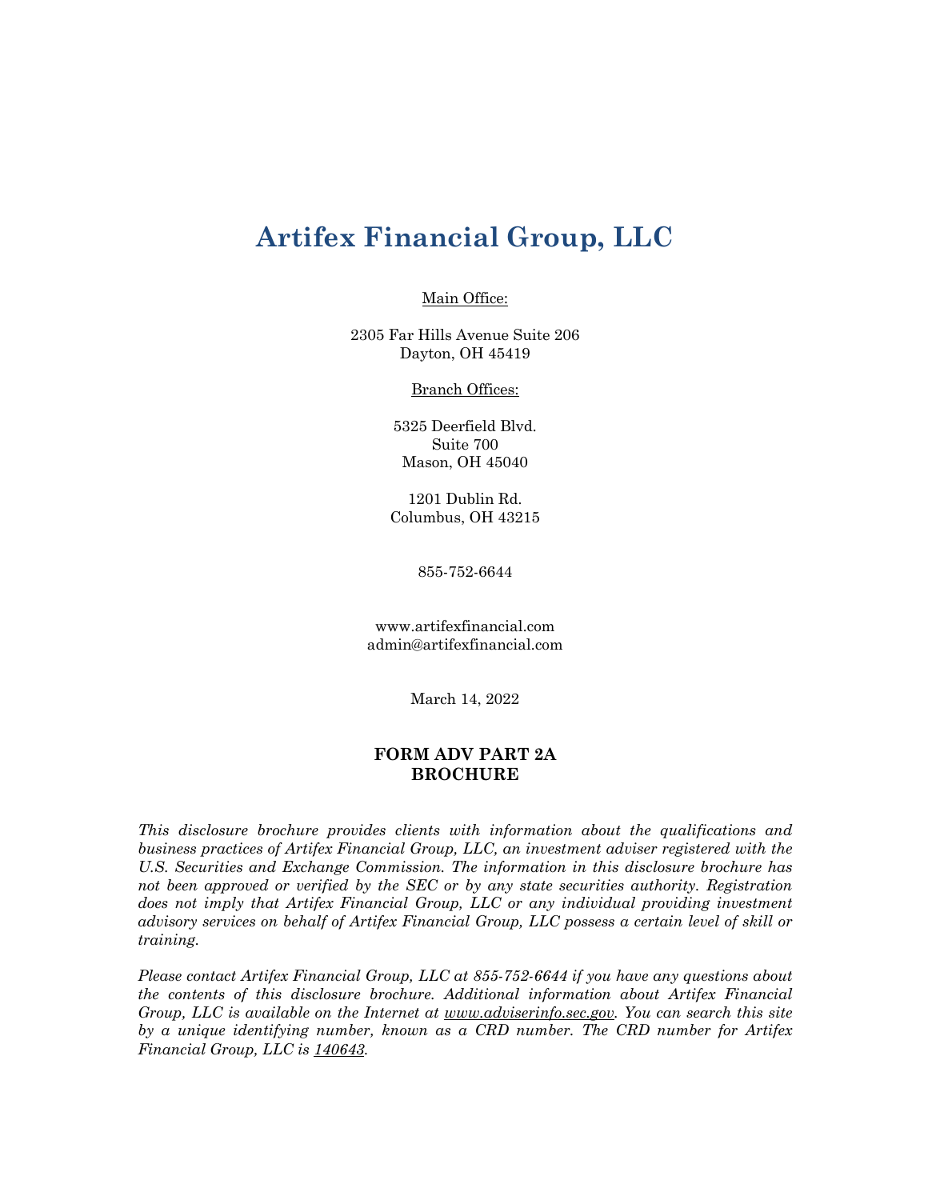# Artifex Financial Group, LLC

Main Office:

2305 Far Hills Avenue Suite 206
Dayton, OH 45419

Branch Offices:

5325 Deerfield Blvd.
Suite 700
Mason, OH 45040

1201 Dublin Rd.
Columbus, OH 43215

855-752-6644

www.artifexfinancial.com
admin@artifexfinancial.com

March 14, 2022

**FORM ADV PART 2A**
**BROCHURE**

*This disclosure brochure provides clients with information about the qualifications and business practices of Artifex Financial Group, LLC, an investment adviser registered with the U.S. Securities and Exchange Commission. The information in this disclosure brochure has not been approved or verified by the SEC or by any state securities authority. Registration does not imply that Artifex Financial Group, LLC or any individual providing investment advisory services on behalf of Artifex Financial Group, LLC possess a certain level of skill or training.*

*Please contact Artifex Financial Group, LLC at 855-752-6644 if you have any questions about the contents of this disclosure brochure. Additional information about Artifex Financial Group, LLC is available on the Internet at www.adviserinfo.sec.gov. You can search this site by a unique identifying number, known as a CRD number. The CRD number for Artifex Financial Group, LLC is 140643.*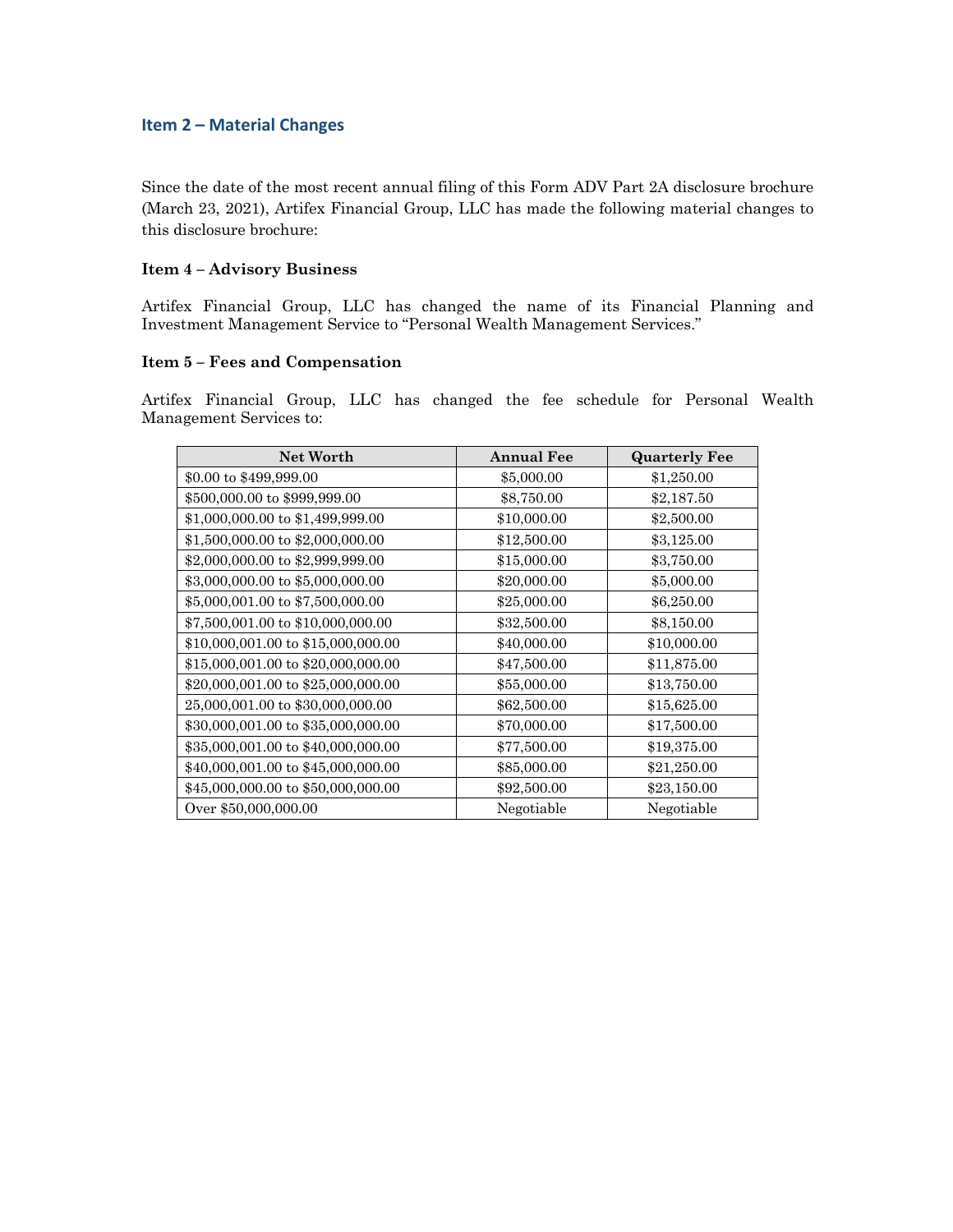## Item 2 – Material Changes

Since the date of the most recent annual filing of this Form ADV Part 2A disclosure brochure (March 23, 2021), Artifex Financial Group, LLC has made the following material changes to this disclosure brochure:

**Item 4 – Advisory Business**

Artifex Financial Group, LLC has changed the name of its Financial Planning and Investment Management Service to "Personal Wealth Management Services."

**Item 5 – Fees and Compensation**

Artifex Financial Group, LLC has changed the fee schedule for Personal Wealth Management Services to:

| Net Worth | Annual Fee | Quarterly Fee |
|---|---|---|
| $0.00 to $499,999.00 | $5,000.00 | $1,250.00 |
| $500,000.00 to $999,999.00 | $8,750.00 | $2,187.50 |
| $1,000,000.00 to $1,499,999.00 | $10,000.00 | $2,500.00 |
| $1,500,000.00 to $2,000,000.00 | $12,500.00 | $3,125.00 |
| $2,000,000.00 to $2,999,999.00 | $15,000.00 | $3,750.00 |
| $3,000,000.00 to $5,000,000.00 | $20,000.00 | $5,000.00 |
| $5,000,001.00 to $7,500,000.00 | $25,000.00 | $6,250.00 |
| $7,500,001.00 to $10,000,000.00 | $32,500.00 | $8,150.00 |
| $10,000,001.00 to $15,000,000.00 | $40,000.00 | $10,000.00 |
| $15,000,001.00 to $20,000,000.00 | $47,500.00 | $11,875.00 |
| $20,000,001.00 to $25,000,000.00 | $55,000.00 | $13,750.00 |
| 25,000,001.00 to $30,000,000.00 | $62,500.00 | $15,625.00 |
| $30,000,001.00 to $35,000,000.00 | $70,000.00 | $17,500.00 |
| $35,000,001.00 to $40,000,000.00 | $77,500.00 | $19,375.00 |
| $40,000,001.00 to $45,000,000.00 | $85,000.00 | $21,250.00 |
| $45,000,000.00 to $50,000,000.00 | $92,500.00 | $23,150.00 |
| Over $50,000,000.00 | Negotiable | Negotiable |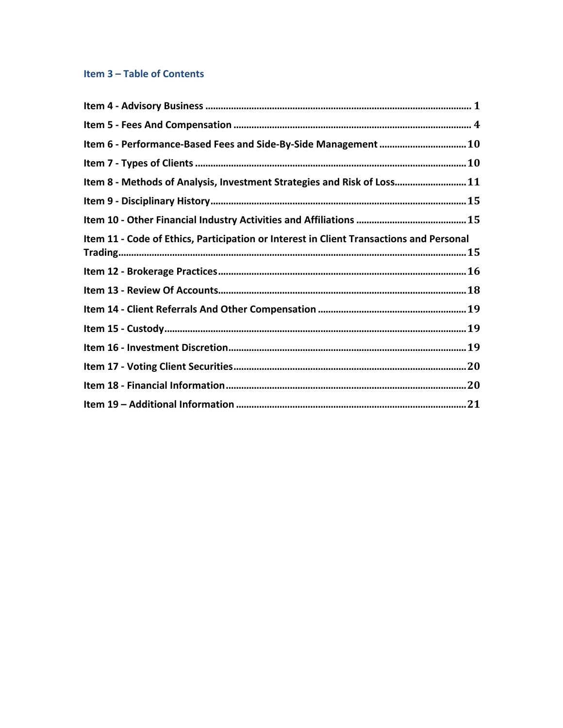## Item 3 – Table of Contents

| | |
|---|---|
| Item 4 - Advisory Business | 1 |
| Item 5 - Fees And Compensation | 4 |
| Item 6 - Performance-Based Fees and Side-By-Side Management | 10 |
| Item 7 - Types of Clients | 10 |
| Item 8 - Methods of Analysis, Investment Strategies and Risk of Loss | 11 |
| Item 9 - Disciplinary History | 15 |
| Item 10 - Other Financial Industry Activities and Affiliations | 15 |
| Item 11 - Code of Ethics, Participation or Interest in Client Transactions and Personal Trading | 15 |
| Item 12 - Brokerage Practices | 16 |
| Item 13 - Review Of Accounts | 18 |
| Item 14 - Client Referrals And Other Compensation | 19 |
| Item 15 - Custody | 19 |
| Item 16 - Investment Discretion | 19 |
| Item 17 - Voting Client Securities | 20 |
| Item 18 - Financial Information | 20 |
| Item 19 – Additional Information | 21 |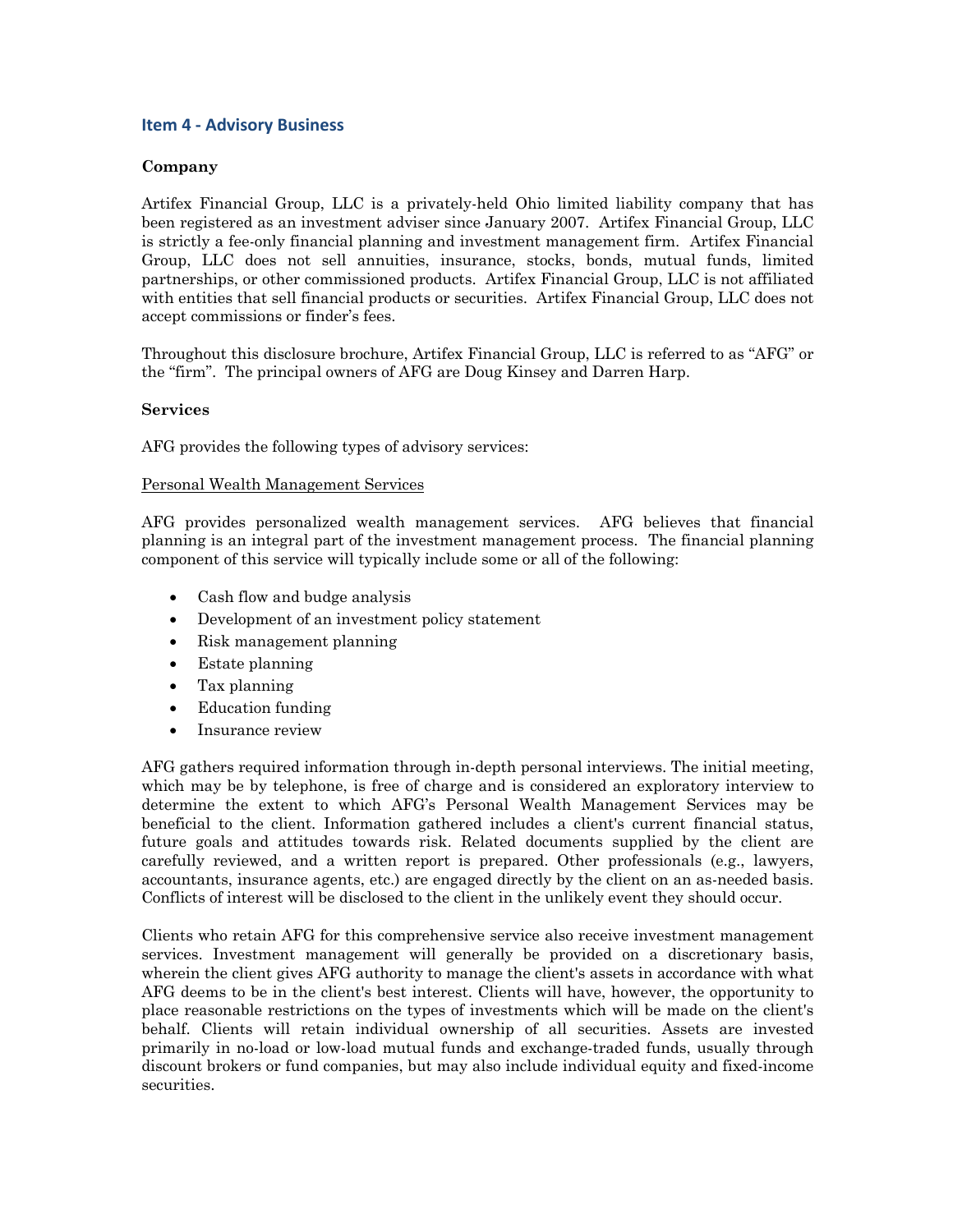## Item 4 - Advisory Business

**Company**

Artifex Financial Group, LLC is a privately-held Ohio limited liability company that has been registered as an investment adviser since January 2007. Artifex Financial Group, LLC is strictly a fee-only financial planning and investment management firm. Artifex Financial Group, LLC does not sell annuities, insurance, stocks, bonds, mutual funds, limited partnerships, or other commissioned products. Artifex Financial Group, LLC is not affiliated with entities that sell financial products or securities. Artifex Financial Group, LLC does not accept commissions or finder's fees.

Throughout this disclosure brochure, Artifex Financial Group, LLC is referred to as "AFG" or the "firm". The principal owners of AFG are Doug Kinsey and Darren Harp.

**Services**

AFG provides the following types of advisory services:

Personal Wealth Management Services

AFG provides personalized wealth management services. AFG believes that financial planning is an integral part of the investment management process. The financial planning component of this service will typically include some or all of the following:

- Cash flow and budge analysis
- Development of an investment policy statement
- Risk management planning
- Estate planning
- Tax planning
- Education funding
- Insurance review

AFG gathers required information through in-depth personal interviews. The initial meeting, which may be by telephone, is free of charge and is considered an exploratory interview to determine the extent to which AFG's Personal Wealth Management Services may be beneficial to the client. Information gathered includes a client's current financial status, future goals and attitudes towards risk. Related documents supplied by the client are carefully reviewed, and a written report is prepared. Other professionals (e.g., lawyers, accountants, insurance agents, etc.) are engaged directly by the client on an as-needed basis. Conflicts of interest will be disclosed to the client in the unlikely event they should occur.

Clients who retain AFG for this comprehensive service also receive investment management services. Investment management will generally be provided on a discretionary basis, wherein the client gives AFG authority to manage the client's assets in accordance with what AFG deems to be in the client's best interest. Clients will have, however, the opportunity to place reasonable restrictions on the types of investments which will be made on the client's behalf. Clients will retain individual ownership of all securities. Assets are invested primarily in no-load or low-load mutual funds and exchange-traded funds, usually through discount brokers or fund companies, but may also include individual equity and fixed-income securities.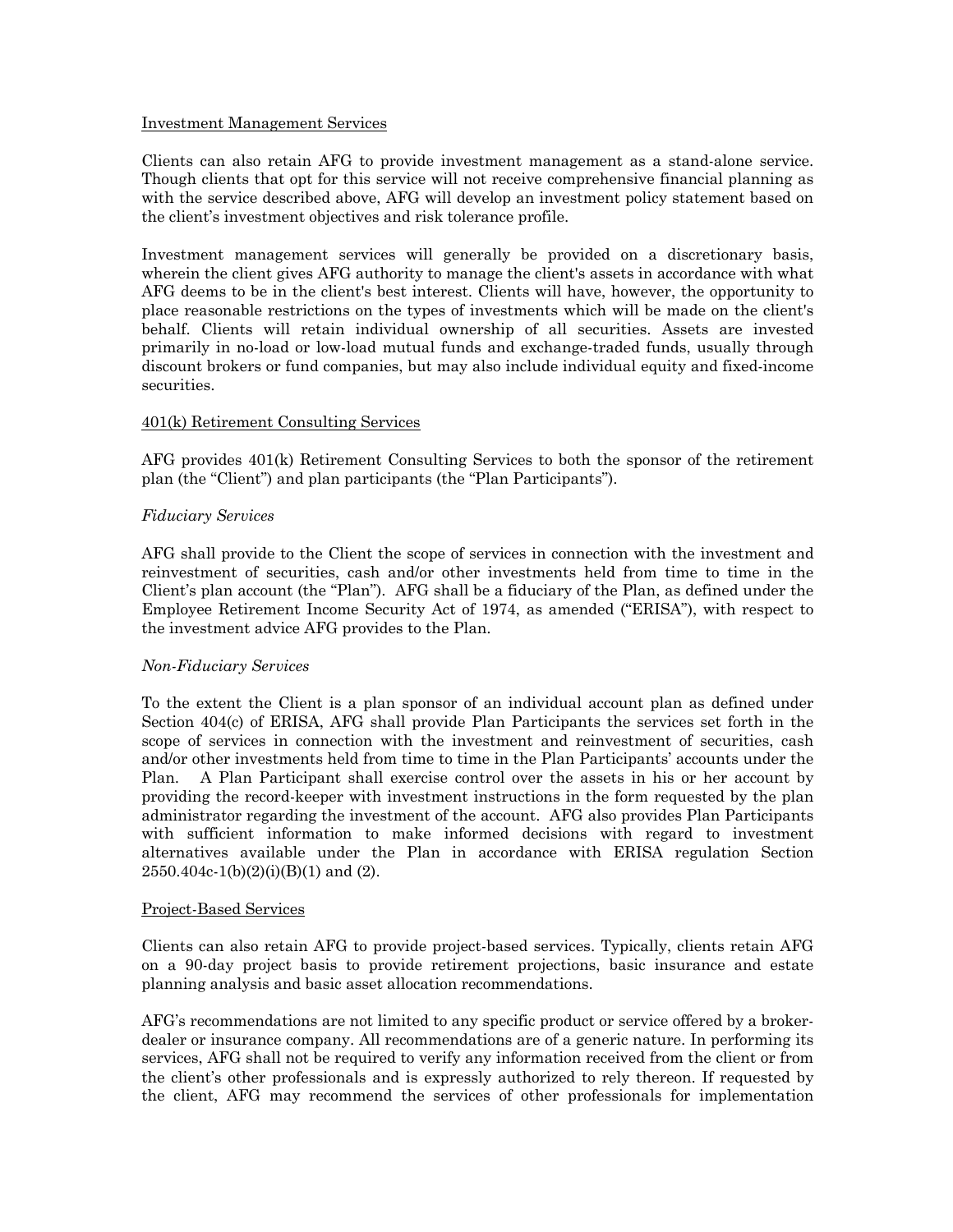Investment Management Services

Clients can also retain AFG to provide investment management as a stand-alone service. Though clients that opt for this service will not receive comprehensive financial planning as with the service described above, AFG will develop an investment policy statement based on the client's investment objectives and risk tolerance profile.

Investment management services will generally be provided on a discretionary basis, wherein the client gives AFG authority to manage the client's assets in accordance with what AFG deems to be in the client's best interest. Clients will have, however, the opportunity to place reasonable restrictions on the types of investments which will be made on the client's behalf. Clients will retain individual ownership of all securities. Assets are invested primarily in no-load or low-load mutual funds and exchange-traded funds, usually through discount brokers or fund companies, but may also include individual equity and fixed-income securities.

401(k) Retirement Consulting Services

AFG provides 401(k) Retirement Consulting Services to both the sponsor of the retirement plan (the "Client") and plan participants (the "Plan Participants").

*Fiduciary Services*

AFG shall provide to the Client the scope of services in connection with the investment and reinvestment of securities, cash and/or other investments held from time to time in the Client's plan account (the "Plan"). AFG shall be a fiduciary of the Plan, as defined under the Employee Retirement Income Security Act of 1974, as amended ("ERISA"), with respect to the investment advice AFG provides to the Plan.

*Non-Fiduciary Services*

To the extent the Client is a plan sponsor of an individual account plan as defined under Section 404(c) of ERISA, AFG shall provide Plan Participants the services set forth in the scope of services in connection with the investment and reinvestment of securities, cash and/or other investments held from time to time in the Plan Participants' accounts under the Plan. A Plan Participant shall exercise control over the assets in his or her account by providing the record-keeper with investment instructions in the form requested by the plan administrator regarding the investment of the account. AFG also provides Plan Participants with sufficient information to make informed decisions with regard to investment alternatives available under the Plan in accordance with ERISA regulation Section 2550.404c-1(b)(2)(i)(B)(1) and (2).

Project-Based Services

Clients can also retain AFG to provide project-based services. Typically, clients retain AFG on a 90-day project basis to provide retirement projections, basic insurance and estate planning analysis and basic asset allocation recommendations.

AFG's recommendations are not limited to any specific product or service offered by a broker-dealer or insurance company. All recommendations are of a generic nature. In performing its services, AFG shall not be required to verify any information received from the client or from the client's other professionals and is expressly authorized to rely thereon. If requested by the client, AFG may recommend the services of other professionals for implementation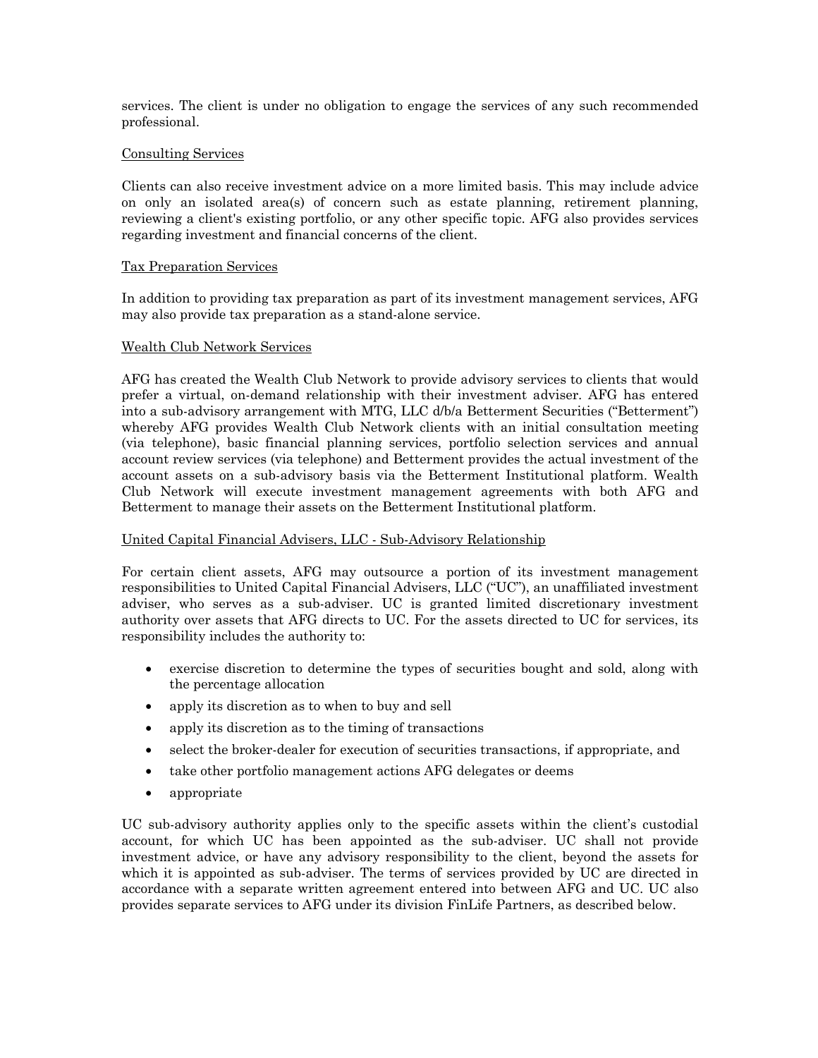services. The client is under no obligation to engage the services of any such recommended professional.

## Consulting Services

Clients can also receive investment advice on a more limited basis. This may include advice on only an isolated area(s) of concern such as estate planning, retirement planning, reviewing a client's existing portfolio, or any other specific topic. AFG also provides services regarding investment and financial concerns of the client.

## Tax Preparation Services

In addition to providing tax preparation as part of its investment management services, AFG may also provide tax preparation as a stand-alone service.

## Wealth Club Network Services

AFG has created the Wealth Club Network to provide advisory services to clients that would prefer a virtual, on-demand relationship with their investment adviser. AFG has entered into a sub-advisory arrangement with MTG, LLC d/b/a Betterment Securities ("Betterment") whereby AFG provides Wealth Club Network clients with an initial consultation meeting (via telephone), basic financial planning services, portfolio selection services and annual account review services (via telephone) and Betterment provides the actual investment of the account assets on a sub-advisory basis via the Betterment Institutional platform. Wealth Club Network will execute investment management agreements with both AFG and Betterment to manage their assets on the Betterment Institutional platform.

## United Capital Financial Advisers, LLC - Sub-Advisory Relationship

For certain client assets, AFG may outsource a portion of its investment management responsibilities to United Capital Financial Advisers, LLC ("UC"), an unaffiliated investment adviser, who serves as a sub-adviser. UC is granted limited discretionary investment authority over assets that AFG directs to UC. For the assets directed to UC for services, its responsibility includes the authority to:

- exercise discretion to determine the types of securities bought and sold, along with the percentage allocation
- apply its discretion as to when to buy and sell
- apply its discretion as to the timing of transactions
- select the broker-dealer for execution of securities transactions, if appropriate, and
- take other portfolio management actions AFG delegates or deems
- appropriate

UC sub-advisory authority applies only to the specific assets within the client's custodial account, for which UC has been appointed as the sub-adviser. UC shall not provide investment advice, or have any advisory responsibility to the client, beyond the assets for which it is appointed as sub-adviser. The terms of services provided by UC are directed in accordance with a separate written agreement entered into between AFG and UC. UC also provides separate services to AFG under its division FinLife Partners, as described below.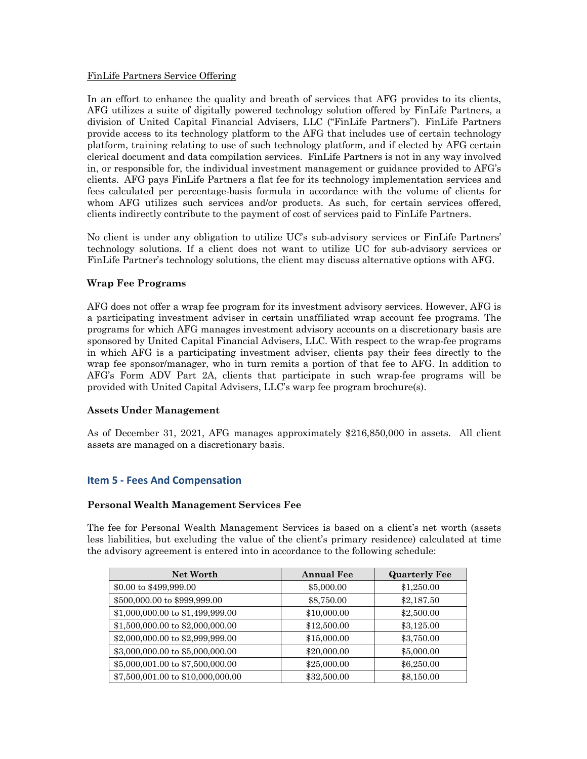FinLife Partners Service Offering

In an effort to enhance the quality and breath of services that AFG provides to its clients, AFG utilizes a suite of digitally powered technology solution offered by FinLife Partners, a division of United Capital Financial Advisers, LLC ("FinLife Partners"). FinLife Partners provide access to its technology platform to the AFG that includes use of certain technology platform, training relating to use of such technology platform, and if elected by AFG certain clerical document and data compilation services. FinLife Partners is not in any way involved in, or responsible for, the individual investment management or guidance provided to AFG's clients. AFG pays FinLife Partners a flat fee for its technology implementation services and fees calculated per percentage-basis formula in accordance with the volume of clients for whom AFG utilizes such services and/or products. As such, for certain services offered, clients indirectly contribute to the payment of cost of services paid to FinLife Partners.

No client is under any obligation to utilize UC's sub-advisory services or FinLife Partners' technology solutions. If a client does not want to utilize UC for sub-advisory services or FinLife Partner's technology solutions, the client may discuss alternative options with AFG.

### Wrap Fee Programs

AFG does not offer a wrap fee program for its investment advisory services. However, AFG is a participating investment adviser in certain unaffiliated wrap account fee programs. The programs for which AFG manages investment advisory accounts on a discretionary basis are sponsored by United Capital Financial Advisers, LLC. With respect to the wrap-fee programs in which AFG is a participating investment adviser, clients pay their fees directly to the wrap fee sponsor/manager, who in turn remits a portion of that fee to AFG. In addition to AFG's Form ADV Part 2A, clients that participate in such wrap-fee programs will be provided with United Capital Advisers, LLC's warp fee program brochure(s).

### Assets Under Management

As of December 31, 2021, AFG manages approximately $216,850,000 in assets. All client assets are managed on a discretionary basis.

## Item 5 - Fees And Compensation

### Personal Wealth Management Services Fee

The fee for Personal Wealth Management Services is based on a client's net worth (assets less liabilities, but excluding the value of the client's primary residence) calculated at time the advisory agreement is entered into in accordance to the following schedule:

| Net Worth | Annual Fee | Quarterly Fee |
|---|---|---|
| $0.00 to $499,999.00 | $5,000.00 | $1,250.00 |
| $500,000.00 to $999,999.00 | $8,750.00 | $2,187.50 |
| $1,000,000.00 to $1,499,999.00 | $10,000.00 | $2,500.00 |
| $1,500,000.00 to $2,000,000.00 | $12,500.00 | $3,125.00 |
| $2,000,000.00 to $2,999,999.00 | $15,000.00 | $3,750.00 |
| $3,000,000.00 to $5,000,000.00 | $20,000.00 | $5,000.00 |
| $5,000,001.00 to $7,500,000.00 | $25,000.00 | $6,250.00 |
| $7,500,001.00 to $10,000,000.00 | $32,500.00 | $8,150.00 |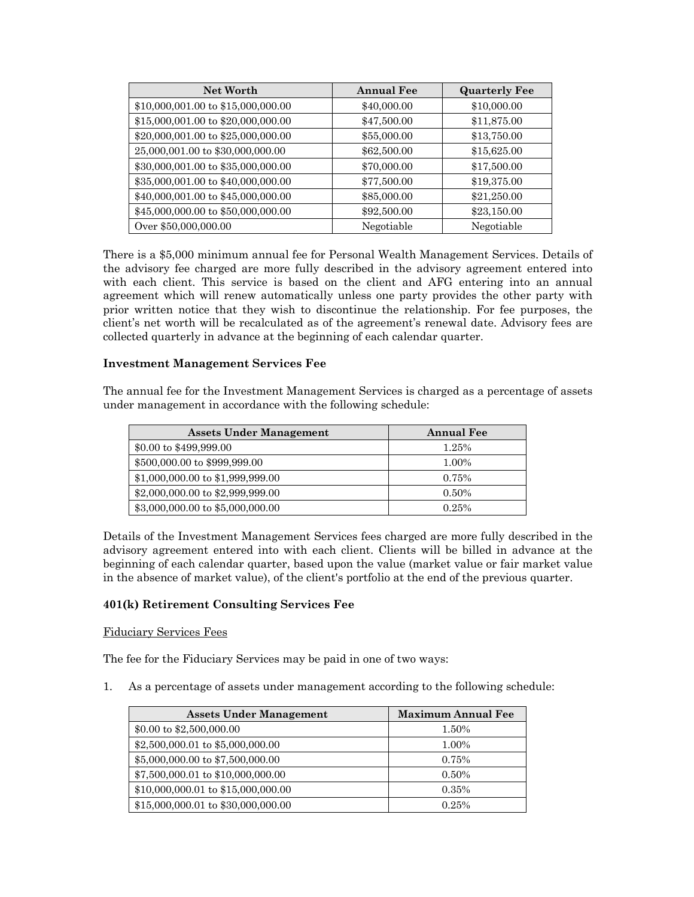| Net Worth | Annual Fee | Quarterly Fee |
| --- | --- | --- |
| $10,000,001.00 to $15,000,000.00 | $40,000.00 | $10,000.00 |
| $15,000,001.00 to $20,000,000.00 | $47,500.00 | $11,875.00 |
| $20,000,001.00 to $25,000,000.00 | $55,000.00 | $13,750.00 |
| 25,000,001.00 to $30,000,000.00 | $62,500.00 | $15,625.00 |
| $30,000,001.00 to $35,000,000.00 | $70,000.00 | $17,500.00 |
| $35,000,001.00 to $40,000,000.00 | $77,500.00 | $19,375.00 |
| $40,000,001.00 to $45,000,000.00 | $85,000.00 | $21,250.00 |
| $45,000,000.00 to $50,000,000.00 | $92,500.00 | $23,150.00 |
| Over $50,000,000.00 | Negotiable | Negotiable |

There is a $5,000 minimum annual fee for Personal Wealth Management Services. Details of the advisory fee charged are more fully described in the advisory agreement entered into with each client. This service is based on the client and AFG entering into an annual agreement which will renew automatically unless one party provides the other party with prior written notice that they wish to discontinue the relationship. For fee purposes, the client's net worth will be recalculated as of the agreement's renewal date. Advisory fees are collected quarterly in advance at the beginning of each calendar quarter.

**Investment Management Services Fee**

The annual fee for the Investment Management Services is charged as a percentage of assets under management in accordance with the following schedule:

| Assets Under Management | Annual Fee |
| --- | --- |
| $0.00 to $499,999.00 | 1.25% |
| $500,000.00 to $999,999.00 | 1.00% |
| $1,000,000.00 to $1,999,999.00 | 0.75% |
| $2,000,000.00 to $2,999,999.00 | 0.50% |
| $3,000,000.00 to $5,000,000.00 | 0.25% |

Details of the Investment Management Services fees charged are more fully described in the advisory agreement entered into with each client. Clients will be billed in advance at the beginning of each calendar quarter, based upon the value (market value or fair market value in the absence of market value), of the client's portfolio at the end of the previous quarter.

**401(k) Retirement Consulting Services Fee**

Fiduciary Services Fees

The fee for the Fiduciary Services may be paid in one of two ways:

1. As a percentage of assets under management according to the following schedule:

| Assets Under Management | Maximum Annual Fee |
| --- | --- |
| $0.00 to $2,500,000.00 | 1.50% |
| $2,500,000.01 to $5,000,000.00 | 1.00% |
| $5,000,000.00 to $7,500,000.00 | 0.75% |
| $7,500,000.01 to $10,000,000.00 | 0.50% |
| $10,000,000.01 to $15,000,000.00 | 0.35% |
| $15,000,000.01 to $30,000,000.00 | 0.25% |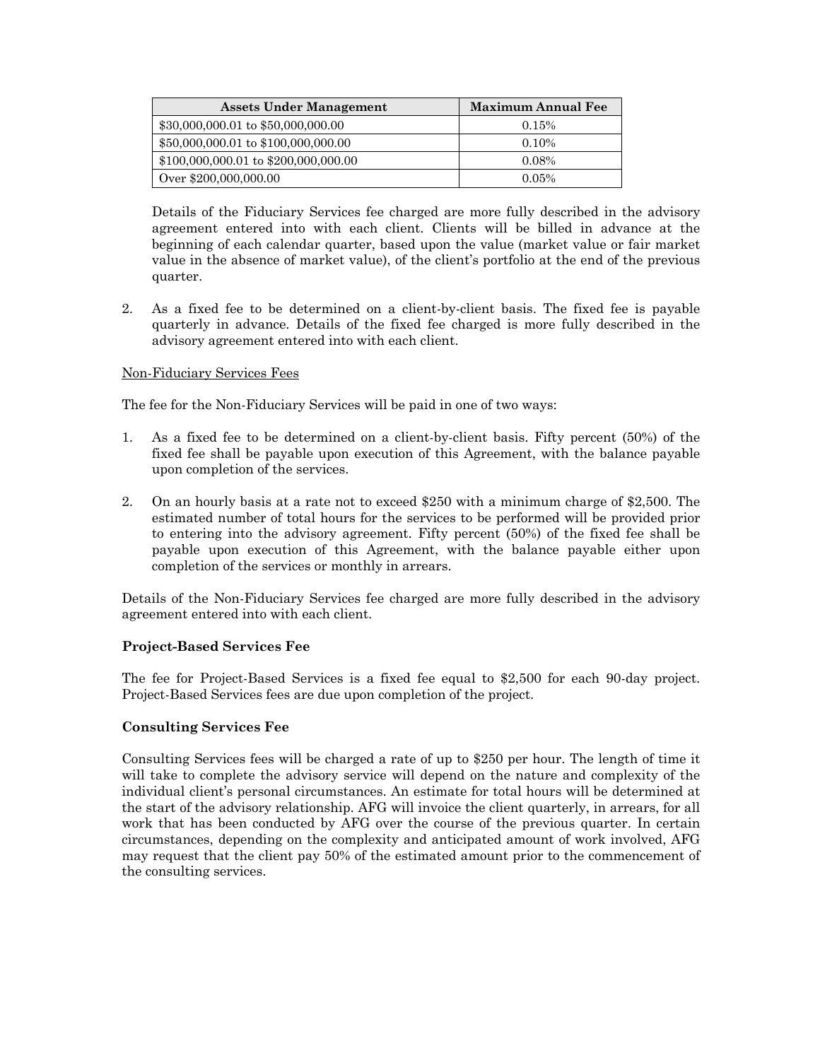| Assets Under Management | Maximum Annual Fee |
| --- | --- |
| $30,000,000.01 to $50,000,000.00 | 0.15% |
| $50,000,000.01 to $100,000,000.00 | 0.10% |
| $100,000,000.01 to $200,000,000.00 | 0.08% |
| Over $200,000,000.00 | 0.05% |

Details of the Fiduciary Services fee charged are more fully described in the advisory agreement entered into with each client. Clients will be billed in advance at the beginning of each calendar quarter, based upon the value (market value or fair market value in the absence of market value), of the client's portfolio at the end of the previous quarter.

2. As a fixed fee to be determined on a client-by-client basis. The fixed fee is payable quarterly in advance. Details of the fixed fee charged is more fully described in the advisory agreement entered into with each client.

<u>Non-Fiduciary Services Fees</u>

The fee for the Non-Fiduciary Services will be paid in one of two ways:

1. As a fixed fee to be determined on a client-by-client basis. Fifty percent (50%) of the fixed fee shall be payable upon execution of this Agreement, with the balance payable upon completion of the services.

2. On an hourly basis at a rate not to exceed $250 with a minimum charge of $2,500. The estimated number of total hours for the services to be performed will be provided prior to entering into the advisory agreement. Fifty percent (50%) of the fixed fee shall be payable upon execution of this Agreement, with the balance payable either upon completion of the services or monthly in arrears.

Details of the Non-Fiduciary Services fee charged are more fully described in the advisory agreement entered into with each client.

**Project-Based Services Fee**

The fee for Project-Based Services is a fixed fee equal to $2,500 for each 90-day project. Project-Based Services fees are due upon completion of the project.

**Consulting Services Fee**

Consulting Services fees will be charged a rate of up to $250 per hour. The length of time it will take to complete the advisory service will depend on the nature and complexity of the individual client's personal circumstances. An estimate for total hours will be determined at the start of the advisory relationship. AFG will invoice the client quarterly, in arrears, for all work that has been conducted by AFG over the course of the previous quarter. In certain circumstances, depending on the complexity and anticipated amount of work involved, AFG may request that the client pay 50% of the estimated amount prior to the commencement of the consulting services.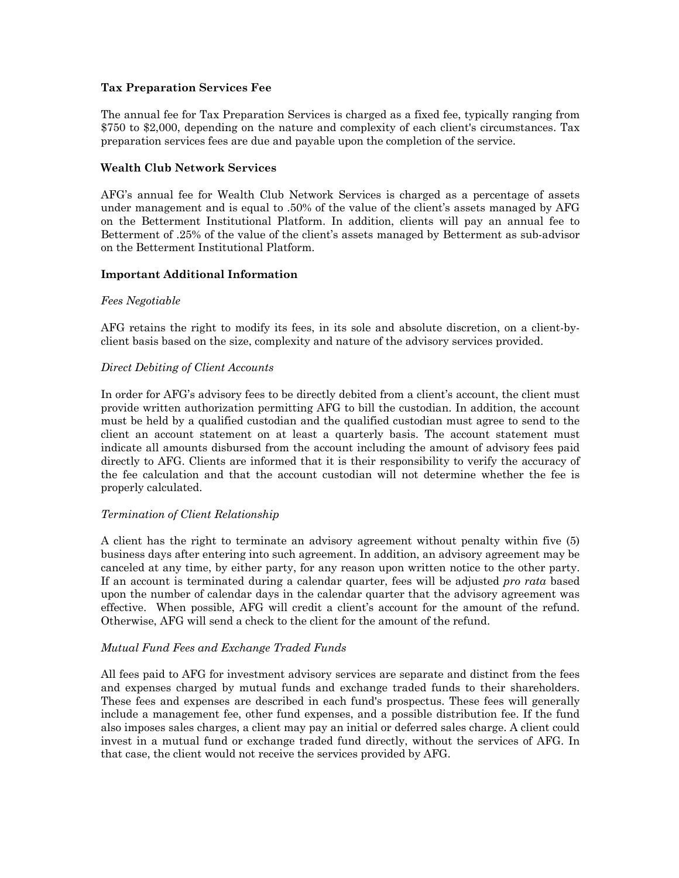**Tax Preparation Services Fee**

The annual fee for Tax Preparation Services is charged as a fixed fee, typically ranging from $750 to $2,000, depending on the nature and complexity of each client's circumstances. Tax preparation services fees are due and payable upon the completion of the service.

**Wealth Club Network Services**

AFG's annual fee for Wealth Club Network Services is charged as a percentage of assets under management and is equal to .50% of the value of the client's assets managed by AFG on the Betterment Institutional Platform. In addition, clients will pay an annual fee to Betterment of .25% of the value of the client's assets managed by Betterment as sub-advisor on the Betterment Institutional Platform.

**Important Additional Information**

*Fees Negotiable*

AFG retains the right to modify its fees, in its sole and absolute discretion, on a client-by-client basis based on the size, complexity and nature of the advisory services provided.

*Direct Debiting of Client Accounts*

In order for AFG's advisory fees to be directly debited from a client's account, the client must provide written authorization permitting AFG to bill the custodian. In addition, the account must be held by a qualified custodian and the qualified custodian must agree to send to the client an account statement on at least a quarterly basis. The account statement must indicate all amounts disbursed from the account including the amount of advisory fees paid directly to AFG. Clients are informed that it is their responsibility to verify the accuracy of the fee calculation and that the account custodian will not determine whether the fee is properly calculated.

*Termination of Client Relationship*

A client has the right to terminate an advisory agreement without penalty within five (5) business days after entering into such agreement. In addition, an advisory agreement may be canceled at any time, by either party, for any reason upon written notice to the other party. If an account is terminated during a calendar quarter, fees will be adjusted *pro rata* based upon the number of calendar days in the calendar quarter that the advisory agreement was effective. When possible, AFG will credit a client's account for the amount of the refund. Otherwise, AFG will send a check to the client for the amount of the refund.

*Mutual Fund Fees and Exchange Traded Funds*

All fees paid to AFG for investment advisory services are separate and distinct from the fees and expenses charged by mutual funds and exchange traded funds to their shareholders. These fees and expenses are described in each fund's prospectus. These fees will generally include a management fee, other fund expenses, and a possible distribution fee. If the fund also imposes sales charges, a client may pay an initial or deferred sales charge. A client could invest in a mutual fund or exchange traded fund directly, without the services of AFG. In that case, the client would not receive the services provided by AFG.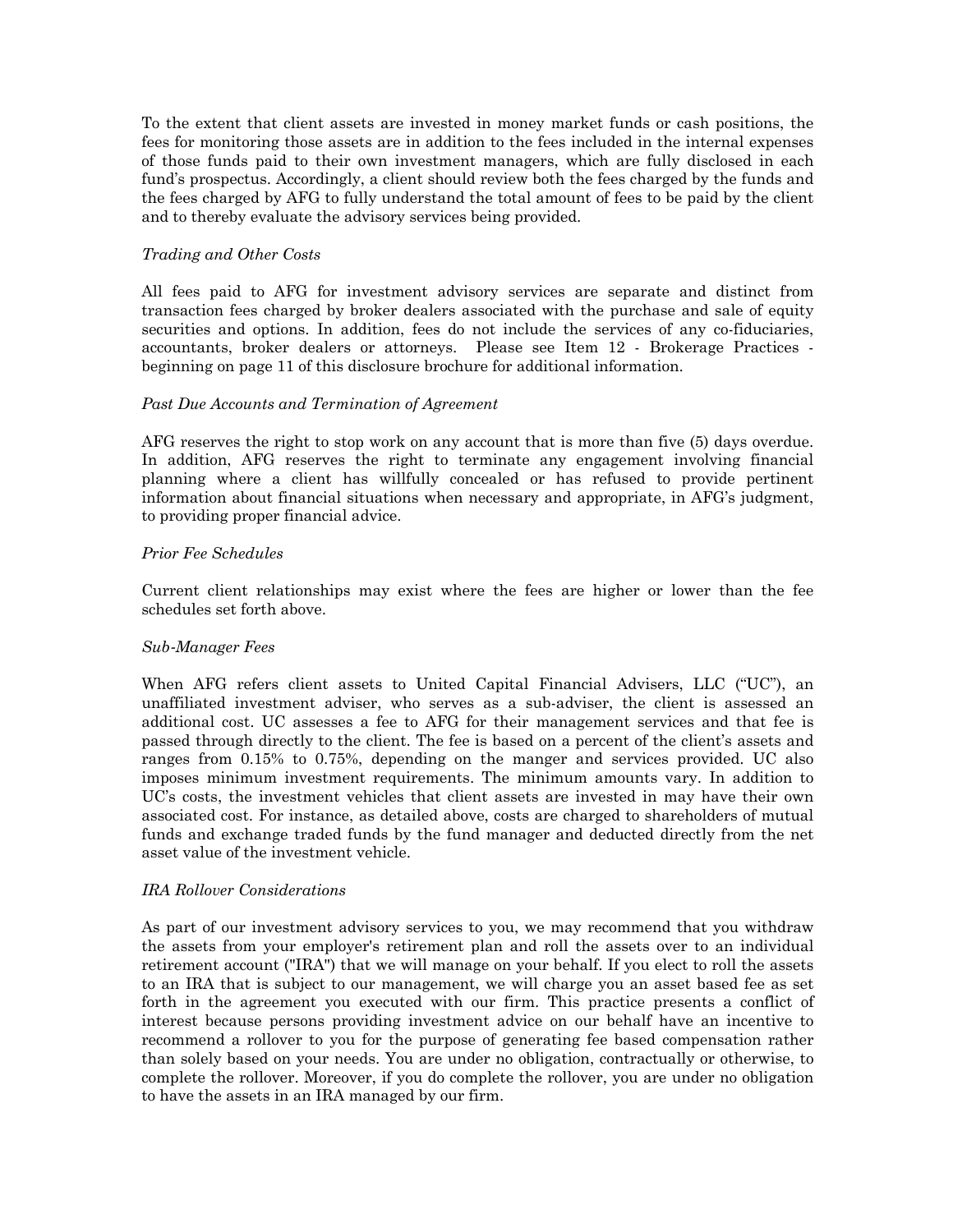To the extent that client assets are invested in money market funds or cash positions, the fees for monitoring those assets are in addition to the fees included in the internal expenses of those funds paid to their own investment managers, which are fully disclosed in each fund's prospectus. Accordingly, a client should review both the fees charged by the funds and the fees charged by AFG to fully understand the total amount of fees to be paid by the client and to thereby evaluate the advisory services being provided.

*Trading and Other Costs*

All fees paid to AFG for investment advisory services are separate and distinct from transaction fees charged by broker dealers associated with the purchase and sale of equity securities and options. In addition, fees do not include the services of any co-fiduciaries, accountants, broker dealers or attorneys. Please see Item 12 - Brokerage Practices - beginning on page 11 of this disclosure brochure for additional information.

*Past Due Accounts and Termination of Agreement*

AFG reserves the right to stop work on any account that is more than five (5) days overdue. In addition, AFG reserves the right to terminate any engagement involving financial planning where a client has willfully concealed or has refused to provide pertinent information about financial situations when necessary and appropriate, in AFG's judgment, to providing proper financial advice.

*Prior Fee Schedules*

Current client relationships may exist where the fees are higher or lower than the fee schedules set forth above.

*Sub-Manager Fees*

When AFG refers client assets to United Capital Financial Advisers, LLC ("UC"), an unaffiliated investment adviser, who serves as a sub-adviser, the client is assessed an additional cost. UC assesses a fee to AFG for their management services and that fee is passed through directly to the client. The fee is based on a percent of the client's assets and ranges from 0.15% to 0.75%, depending on the manger and services provided. UC also imposes minimum investment requirements. The minimum amounts vary. In addition to UC's costs, the investment vehicles that client assets are invested in may have their own associated cost. For instance, as detailed above, costs are charged to shareholders of mutual funds and exchange traded funds by the fund manager and deducted directly from the net asset value of the investment vehicle.

*IRA Rollover Considerations*

As part of our investment advisory services to you, we may recommend that you withdraw the assets from your employer's retirement plan and roll the assets over to an individual retirement account ("IRA") that we will manage on your behalf. If you elect to roll the assets to an IRA that is subject to our management, we will charge you an asset based fee as set forth in the agreement you executed with our firm. This practice presents a conflict of interest because persons providing investment advice on our behalf have an incentive to recommend a rollover to you for the purpose of generating fee based compensation rather than solely based on your needs. You are under no obligation, contractually or otherwise, to complete the rollover. Moreover, if you do complete the rollover, you are under no obligation to have the assets in an IRA managed by our firm.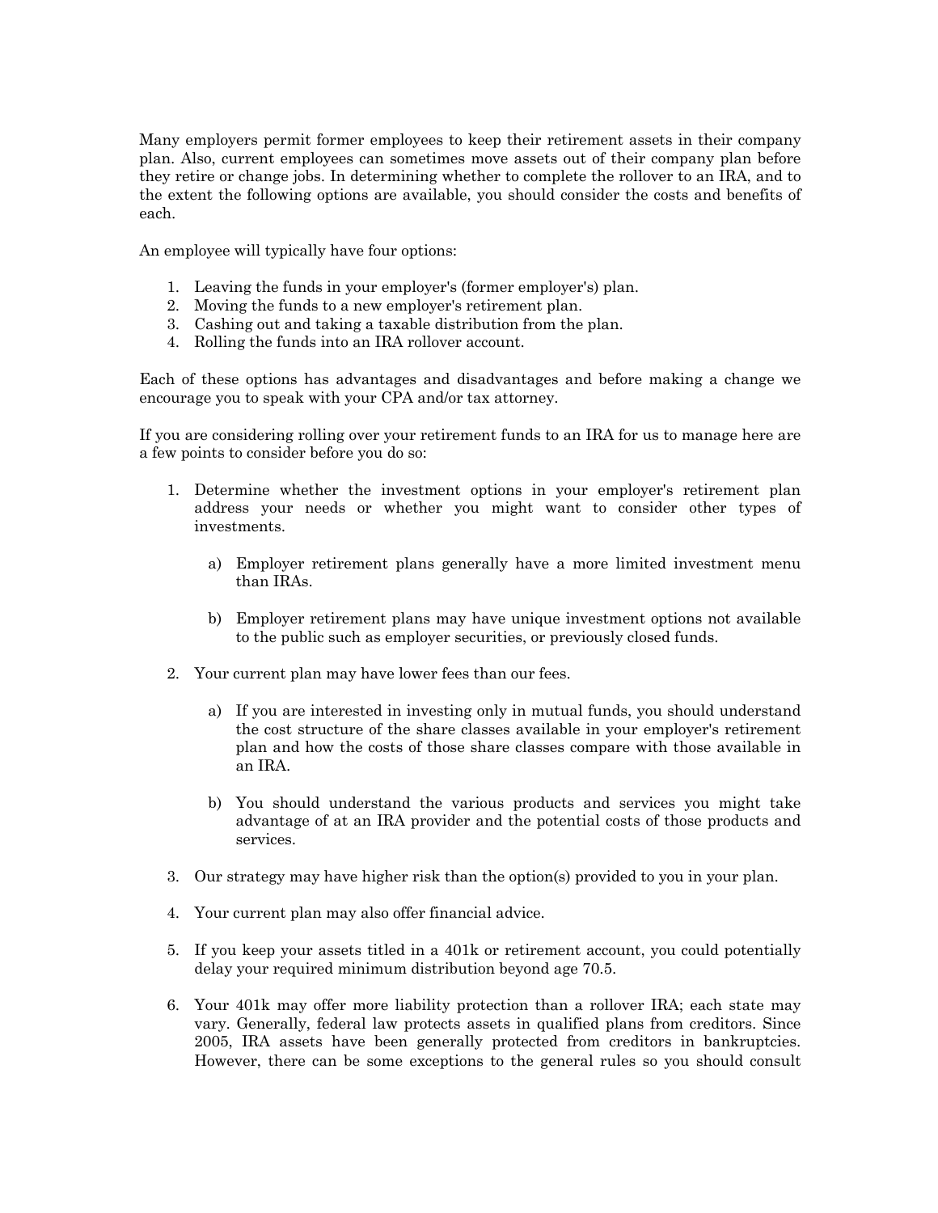Many employers permit former employees to keep their retirement assets in their company plan. Also, current employees can sometimes move assets out of their company plan before they retire or change jobs. In determining whether to complete the rollover to an IRA, and to the extent the following options are available, you should consider the costs and benefits of each.

An employee will typically have four options:

1. Leaving the funds in your employer's (former employer's) plan.
2. Moving the funds to a new employer's retirement plan.
3. Cashing out and taking a taxable distribution from the plan.
4. Rolling the funds into an IRA rollover account.

Each of these options has advantages and disadvantages and before making a change we encourage you to speak with your CPA and/or tax attorney.

If you are considering rolling over your retirement funds to an IRA for us to manage here are a few points to consider before you do so:

1. Determine whether the investment options in your employer's retirement plan address your needs or whether you might want to consider other types of investments.

   a) Employer retirement plans generally have a more limited investment menu than IRAs.

   b) Employer retirement plans may have unique investment options not available to the public such as employer securities, or previously closed funds.

2. Your current plan may have lower fees than our fees.

   a) If you are interested in investing only in mutual funds, you should understand the cost structure of the share classes available in your employer's retirement plan and how the costs of those share classes compare with those available in an IRA.

   b) You should understand the various products and services you might take advantage of at an IRA provider and the potential costs of those products and services.

3. Our strategy may have higher risk than the option(s) provided to you in your plan.

4. Your current plan may also offer financial advice.

5. If you keep your assets titled in a 401k or retirement account, you could potentially delay your required minimum distribution beyond age 70.5.

6. Your 401k may offer more liability protection than a rollover IRA; each state may vary. Generally, federal law protects assets in qualified plans from creditors. Since 2005, IRA assets have been generally protected from creditors in bankruptcies. However, there can be some exceptions to the general rules so you should consult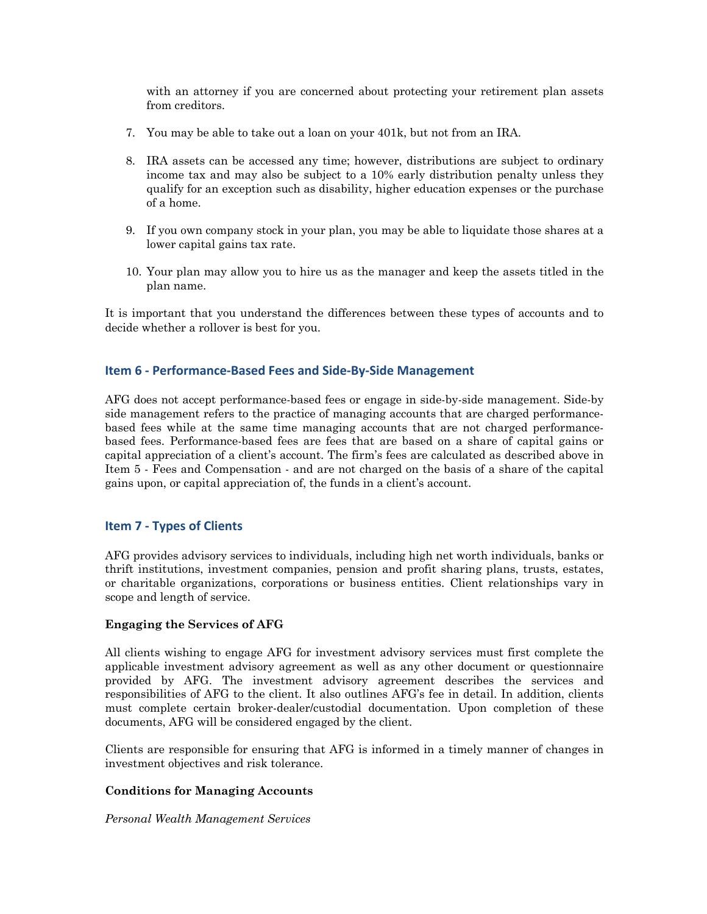with an attorney if you are concerned about protecting your retirement plan assets from creditors.

7. You may be able to take out a loan on your 401k, but not from an IRA.

8. IRA assets can be accessed any time; however, distributions are subject to ordinary income tax and may also be subject to a 10% early distribution penalty unless they qualify for an exception such as disability, higher education expenses or the purchase of a home.

9. If you own company stock in your plan, you may be able to liquidate those shares at a lower capital gains tax rate.

10. Your plan may allow you to hire us as the manager and keep the assets titled in the plan name.

It is important that you understand the differences between these types of accounts and to decide whether a rollover is best for you.

## Item 6 - Performance-Based Fees and Side-By-Side Management

AFG does not accept performance-based fees or engage in side-by-side management. Side-by side management refers to the practice of managing accounts that are charged performance-based fees while at the same time managing accounts that are not charged performance-based fees. Performance-based fees are fees that are based on a share of capital gains or capital appreciation of a client's account. The firm's fees are calculated as described above in Item 5 - Fees and Compensation - and are not charged on the basis of a share of the capital gains upon, or capital appreciation of, the funds in a client's account.

## Item 7 - Types of Clients

AFG provides advisory services to individuals, including high net worth individuals, banks or thrift institutions, investment companies, pension and profit sharing plans, trusts, estates, or charitable organizations, corporations or business entities. Client relationships vary in scope and length of service.

**Engaging the Services of AFG**

All clients wishing to engage AFG for investment advisory services must first complete the applicable investment advisory agreement as well as any other document or questionnaire provided by AFG. The investment advisory agreement describes the services and responsibilities of AFG to the client. It also outlines AFG's fee in detail. In addition, clients must complete certain broker-dealer/custodial documentation. Upon completion of these documents, AFG will be considered engaged by the client.

Clients are responsible for ensuring that AFG is informed in a timely manner of changes in investment objectives and risk tolerance.

**Conditions for Managing Accounts**

*Personal Wealth Management Services*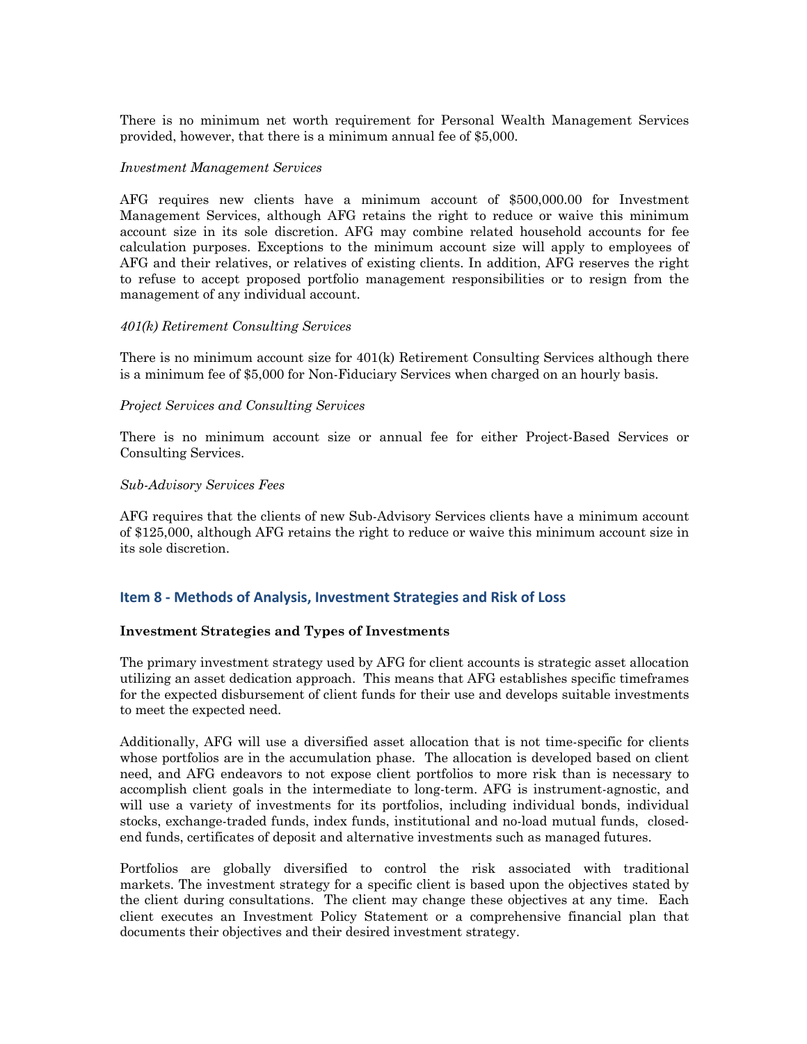There is no minimum net worth requirement for Personal Wealth Management Services provided, however, that there is a minimum annual fee of $5,000.

*Investment Management Services*

AFG requires new clients have a minimum account of $500,000.00 for Investment Management Services, although AFG retains the right to reduce or waive this minimum account size in its sole discretion. AFG may combine related household accounts for fee calculation purposes. Exceptions to the minimum account size will apply to employees of AFG and their relatives, or relatives of existing clients. In addition, AFG reserves the right to refuse to accept proposed portfolio management responsibilities or to resign from the management of any individual account.

*401(k) Retirement Consulting Services*

There is no minimum account size for 401(k) Retirement Consulting Services although there is a minimum fee of $5,000 for Non-Fiduciary Services when charged on an hourly basis.

*Project Services and Consulting Services*

There is no minimum account size or annual fee for either Project-Based Services or Consulting Services.

*Sub-Advisory Services Fees*

AFG requires that the clients of new Sub-Advisory Services clients have a minimum account of $125,000, although AFG retains the right to reduce or waive this minimum account size in its sole discretion.

## Item 8 - Methods of Analysis, Investment Strategies and Risk of Loss

**Investment Strategies and Types of Investments**

The primary investment strategy used by AFG for client accounts is strategic asset allocation utilizing an asset dedication approach. This means that AFG establishes specific timeframes for the expected disbursement of client funds for their use and develops suitable investments to meet the expected need.

Additionally, AFG will use a diversified asset allocation that is not time-specific for clients whose portfolios are in the accumulation phase. The allocation is developed based on client need, and AFG endeavors to not expose client portfolios to more risk than is necessary to accomplish client goals in the intermediate to long-term. AFG is instrument-agnostic, and will use a variety of investments for its portfolios, including individual bonds, individual stocks, exchange-traded funds, index funds, institutional and no-load mutual funds, closed-end funds, certificates of deposit and alternative investments such as managed futures.

Portfolios are globally diversified to control the risk associated with traditional markets. The investment strategy for a specific client is based upon the objectives stated by the client during consultations. The client may change these objectives at any time. Each client executes an Investment Policy Statement or a comprehensive financial plan that documents their objectives and their desired investment strategy.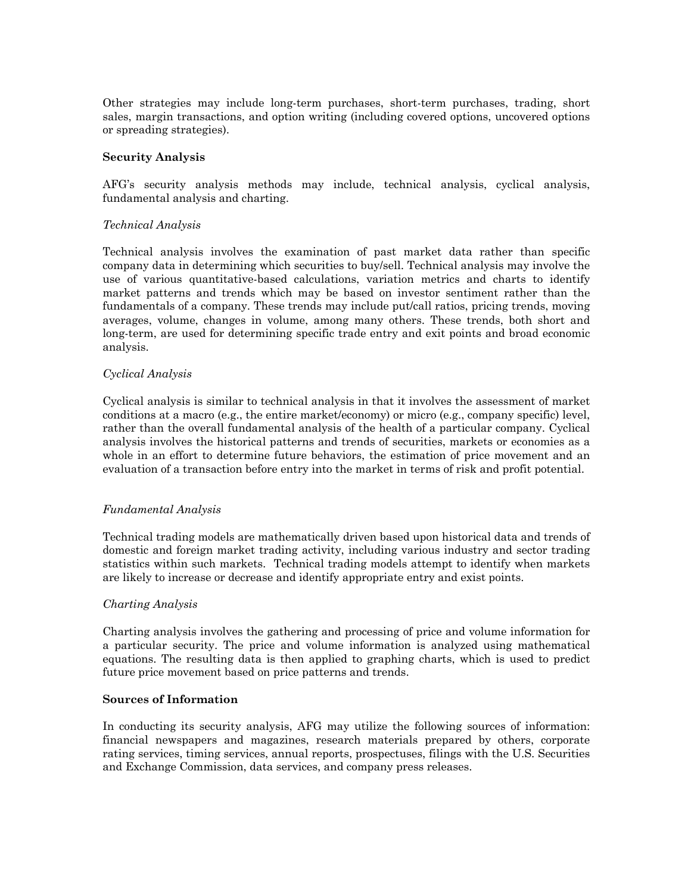Other strategies may include long-term purchases, short-term purchases, trading, short sales, margin transactions, and option writing (including covered options, uncovered options or spreading strategies).

**Security Analysis**

AFG's security analysis methods may include, technical analysis, cyclical analysis, fundamental analysis and charting.

*Technical Analysis*

Technical analysis involves the examination of past market data rather than specific company data in determining which securities to buy/sell. Technical analysis may involve the use of various quantitative-based calculations, variation metrics and charts to identify market patterns and trends which may be based on investor sentiment rather than the fundamentals of a company. These trends may include put/call ratios, pricing trends, moving averages, volume, changes in volume, among many others. These trends, both short and long-term, are used for determining specific trade entry and exit points and broad economic analysis.

*Cyclical Analysis*

Cyclical analysis is similar to technical analysis in that it involves the assessment of market conditions at a macro (e.g., the entire market/economy) or micro (e.g., company specific) level, rather than the overall fundamental analysis of the health of a particular company. Cyclical analysis involves the historical patterns and trends of securities, markets or economies as a whole in an effort to determine future behaviors, the estimation of price movement and an evaluation of a transaction before entry into the market in terms of risk and profit potential.

*Fundamental Analysis*

Technical trading models are mathematically driven based upon historical data and trends of domestic and foreign market trading activity, including various industry and sector trading statistics within such markets. Technical trading models attempt to identify when markets are likely to increase or decrease and identify appropriate entry and exist points.

*Charting Analysis*

Charting analysis involves the gathering and processing of price and volume information for a particular security. The price and volume information is analyzed using mathematical equations. The resulting data is then applied to graphing charts, which is used to predict future price movement based on price patterns and trends.

**Sources of Information**

In conducting its security analysis, AFG may utilize the following sources of information: financial newspapers and magazines, research materials prepared by others, corporate rating services, timing services, annual reports, prospectuses, filings with the U.S. Securities and Exchange Commission, data services, and company press releases.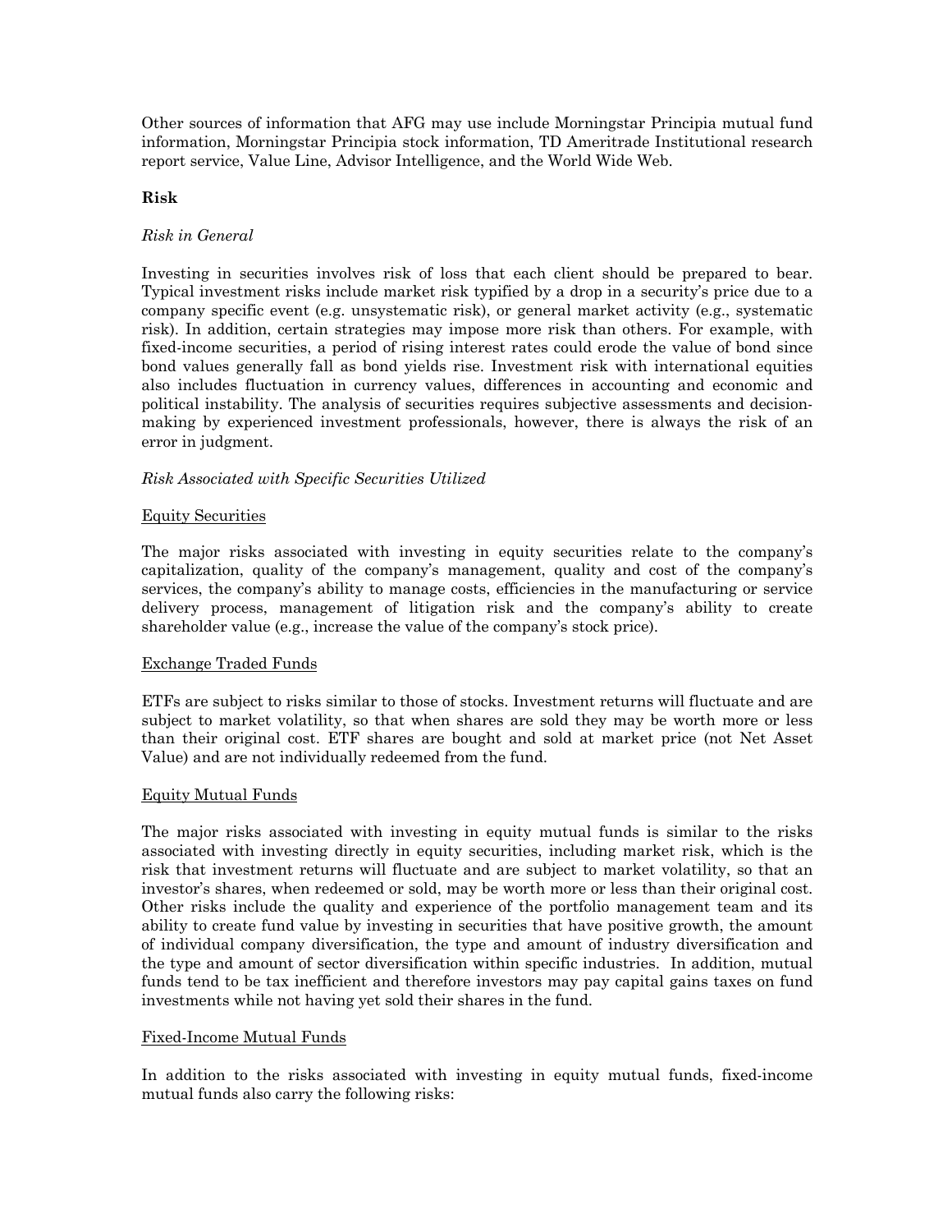Other sources of information that AFG may use include Morningstar Principia mutual fund information, Morningstar Principia stock information, TD Ameritrade Institutional research report service, Value Line, Advisor Intelligence, and the World Wide Web.

**Risk**

*Risk in General*

Investing in securities involves risk of loss that each client should be prepared to bear. Typical investment risks include market risk typified by a drop in a security's price due to a company specific event (e.g. unsystematic risk), or general market activity (e.g., systematic risk). In addition, certain strategies may impose more risk than others. For example, with fixed-income securities, a period of rising interest rates could erode the value of bond since bond values generally fall as bond yields rise. Investment risk with international equities also includes fluctuation in currency values, differences in accounting and economic and political instability. The analysis of securities requires subjective assessments and decision-making by experienced investment professionals, however, there is always the risk of an error in judgment.

*Risk Associated with Specific Securities Utilized*

Equity Securities

The major risks associated with investing in equity securities relate to the company's capitalization, quality of the company's management, quality and cost of the company's services, the company's ability to manage costs, efficiencies in the manufacturing or service delivery process, management of litigation risk and the company's ability to create shareholder value (e.g., increase the value of the company's stock price).

Exchange Traded Funds

ETFs are subject to risks similar to those of stocks. Investment returns will fluctuate and are subject to market volatility, so that when shares are sold they may be worth more or less than their original cost. ETF shares are bought and sold at market price (not Net Asset Value) and are not individually redeemed from the fund.

Equity Mutual Funds

The major risks associated with investing in equity mutual funds is similar to the risks associated with investing directly in equity securities, including market risk, which is the risk that investment returns will fluctuate and are subject to market volatility, so that an investor's shares, when redeemed or sold, may be worth more or less than their original cost. Other risks include the quality and experience of the portfolio management team and its ability to create fund value by investing in securities that have positive growth, the amount of individual company diversification, the type and amount of industry diversification and the type and amount of sector diversification within specific industries. In addition, mutual funds tend to be tax inefficient and therefore investors may pay capital gains taxes on fund investments while not having yet sold their shares in the fund.

Fixed-Income Mutual Funds

In addition to the risks associated with investing in equity mutual funds, fixed-income mutual funds also carry the following risks: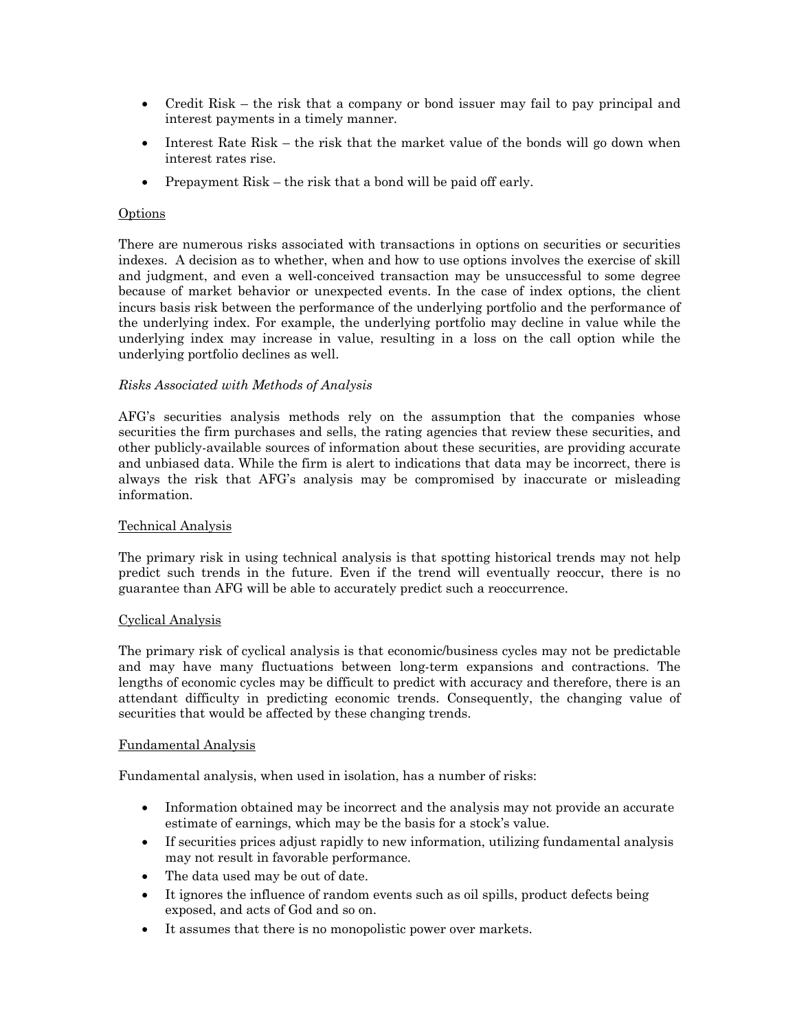- Credit Risk – the risk that a company or bond issuer may fail to pay principal and interest payments in a timely manner.
- Interest Rate Risk – the risk that the market value of the bonds will go down when interest rates rise.
- Prepayment Risk – the risk that a bond will be paid off early.

<u>Options</u>

There are numerous risks associated with transactions in options on securities or securities indexes. A decision as to whether, when and how to use options involves the exercise of skill and judgment, and even a well-conceived transaction may be unsuccessful to some degree because of market behavior or unexpected events. In the case of index options, the client incurs basis risk between the performance of the underlying portfolio and the performance of the underlying index. For example, the underlying portfolio may decline in value while the underlying index may increase in value, resulting in a loss on the call option while the underlying portfolio declines as well.

*Risks Associated with Methods of Analysis*

AFG's securities analysis methods rely on the assumption that the companies whose securities the firm purchases and sells, the rating agencies that review these securities, and other publicly-available sources of information about these securities, are providing accurate and unbiased data. While the firm is alert to indications that data may be incorrect, there is always the risk that AFG's analysis may be compromised by inaccurate or misleading information.

<u>Technical Analysis</u>

The primary risk in using technical analysis is that spotting historical trends may not help predict such trends in the future. Even if the trend will eventually reoccur, there is no guarantee than AFG will be able to accurately predict such a reoccurrence.

<u>Cyclical Analysis</u>

The primary risk of cyclical analysis is that economic/business cycles may not be predictable and may have many fluctuations between long-term expansions and contractions. The lengths of economic cycles may be difficult to predict with accuracy and therefore, there is an attendant difficulty in predicting economic trends. Consequently, the changing value of securities that would be affected by these changing trends.

<u>Fundamental Analysis</u>

Fundamental analysis, when used in isolation, has a number of risks:

- Information obtained may be incorrect and the analysis may not provide an accurate estimate of earnings, which may be the basis for a stock's value.
- If securities prices adjust rapidly to new information, utilizing fundamental analysis may not result in favorable performance.
- The data used may be out of date.
- It ignores the influence of random events such as oil spills, product defects being exposed, and acts of God and so on.
- It assumes that there is no monopolistic power over markets.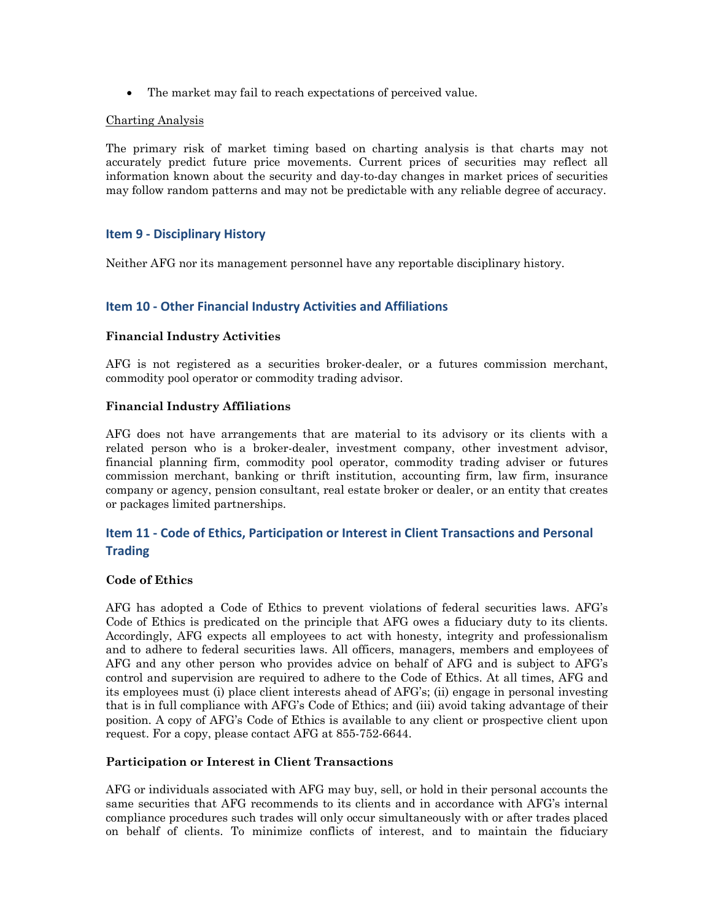- The market may fail to reach expectations of perceived value.

Charting Analysis

The primary risk of market timing based on charting analysis is that charts may not accurately predict future price movements. Current prices of securities may reflect all information known about the security and day-to-day changes in market prices of securities may follow random patterns and may not be predictable with any reliable degree of accuracy.

## Item 9 - Disciplinary History

Neither AFG nor its management personnel have any reportable disciplinary history.

## Item 10 - Other Financial Industry Activities and Affiliations

**Financial Industry Activities**

AFG is not registered as a securities broker-dealer, or a futures commission merchant, commodity pool operator or commodity trading advisor.

**Financial Industry Affiliations**

AFG does not have arrangements that are material to its advisory or its clients with a related person who is a broker-dealer, investment company, other investment advisor, financial planning firm, commodity pool operator, commodity trading adviser or futures commission merchant, banking or thrift institution, accounting firm, law firm, insurance company or agency, pension consultant, real estate broker or dealer, or an entity that creates or packages limited partnerships.

## Item 11 - Code of Ethics, Participation or Interest in Client Transactions and Personal Trading

**Code of Ethics**

AFG has adopted a Code of Ethics to prevent violations of federal securities laws. AFG's Code of Ethics is predicated on the principle that AFG owes a fiduciary duty to its clients. Accordingly, AFG expects all employees to act with honesty, integrity and professionalism and to adhere to federal securities laws. All officers, managers, members and employees of AFG and any other person who provides advice on behalf of AFG and is subject to AFG's control and supervision are required to adhere to the Code of Ethics. At all times, AFG and its employees must (i) place client interests ahead of AFG's; (ii) engage in personal investing that is in full compliance with AFG's Code of Ethics; and (iii) avoid taking advantage of their position. A copy of AFG's Code of Ethics is available to any client or prospective client upon request. For a copy, please contact AFG at 855-752-6644.

**Participation or Interest in Client Transactions**

AFG or individuals associated with AFG may buy, sell, or hold in their personal accounts the same securities that AFG recommends to its clients and in accordance with AFG's internal compliance procedures such trades will only occur simultaneously with or after trades placed on behalf of clients. To minimize conflicts of interest, and to maintain the fiduciary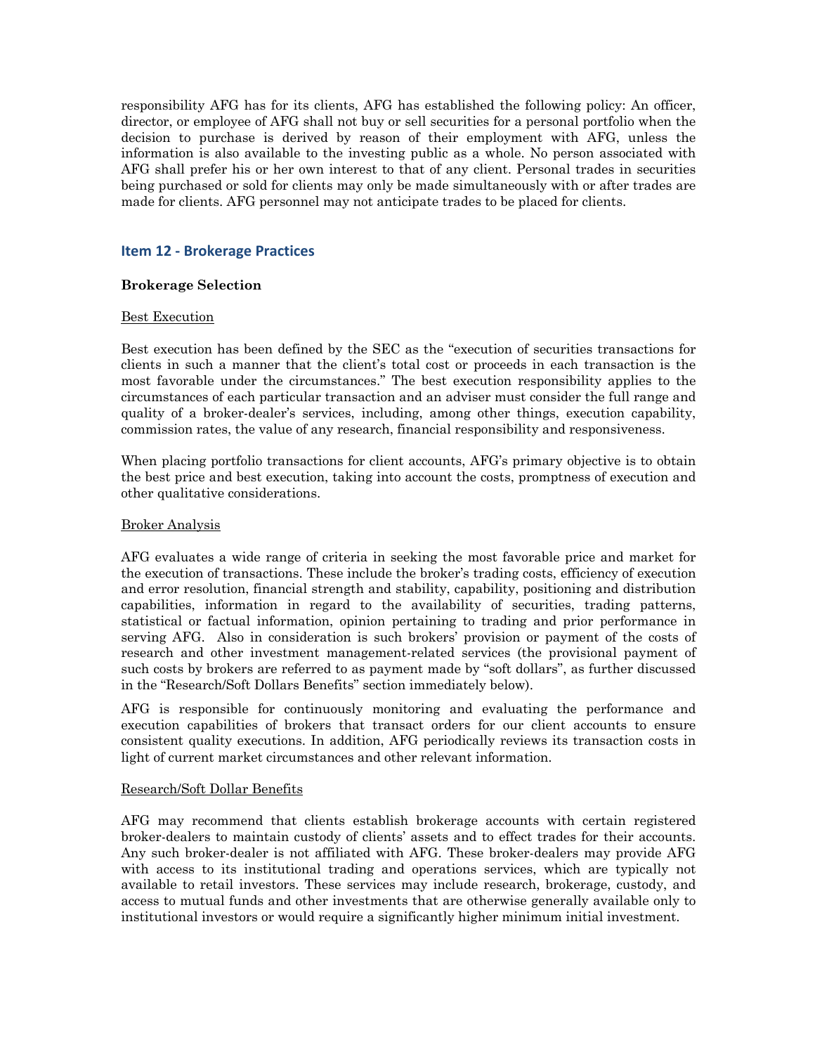responsibility AFG has for its clients, AFG has established the following policy: An officer, director, or employee of AFG shall not buy or sell securities for a personal portfolio when the decision to purchase is derived by reason of their employment with AFG, unless the information is also available to the investing public as a whole. No person associated with AFG shall prefer his or her own interest to that of any client. Personal trades in securities being purchased or sold for clients may only be made simultaneously with or after trades are made for clients. AFG personnel may not anticipate trades to be placed for clients.

## Item 12 - Brokerage Practices

### Brokerage Selection

Best Execution

Best execution has been defined by the SEC as the "execution of securities transactions for clients in such a manner that the client's total cost or proceeds in each transaction is the most favorable under the circumstances." The best execution responsibility applies to the circumstances of each particular transaction and an adviser must consider the full range and quality of a broker-dealer's services, including, among other things, execution capability, commission rates, the value of any research, financial responsibility and responsiveness.

When placing portfolio transactions for client accounts, AFG's primary objective is to obtain the best price and best execution, taking into account the costs, promptness of execution and other qualitative considerations.

Broker Analysis

AFG evaluates a wide range of criteria in seeking the most favorable price and market for the execution of transactions. These include the broker's trading costs, efficiency of execution and error resolution, financial strength and stability, capability, positioning and distribution capabilities, information in regard to the availability of securities, trading patterns, statistical or factual information, opinion pertaining to trading and prior performance in serving AFG. Also in consideration is such brokers' provision or payment of the costs of research and other investment management-related services (the provisional payment of such costs by brokers are referred to as payment made by "soft dollars", as further discussed in the "Research/Soft Dollars Benefits" section immediately below).

AFG is responsible for continuously monitoring and evaluating the performance and execution capabilities of brokers that transact orders for our client accounts to ensure consistent quality executions. In addition, AFG periodically reviews its transaction costs in light of current market circumstances and other relevant information.

Research/Soft Dollar Benefits

AFG may recommend that clients establish brokerage accounts with certain registered broker-dealers to maintain custody of clients' assets and to effect trades for their accounts. Any such broker-dealer is not affiliated with AFG. These broker-dealers may provide AFG with access to its institutional trading and operations services, which are typically not available to retail investors. These services may include research, brokerage, custody, and access to mutual funds and other investments that are otherwise generally available only to institutional investors or would require a significantly higher minimum initial investment.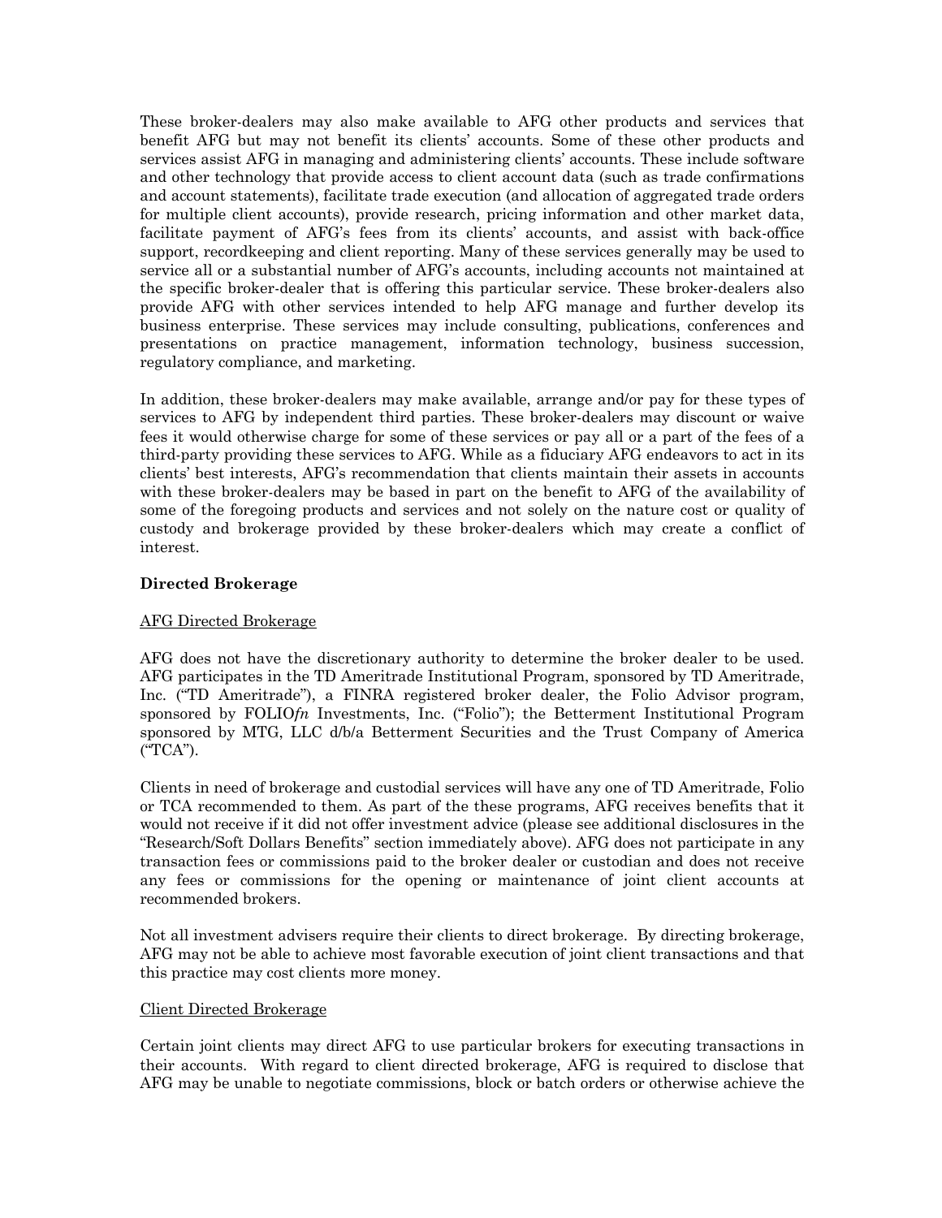These broker-dealers may also make available to AFG other products and services that benefit AFG but may not benefit its clients' accounts. Some of these other products and services assist AFG in managing and administering clients' accounts. These include software and other technology that provide access to client account data (such as trade confirmations and account statements), facilitate trade execution (and allocation of aggregated trade orders for multiple client accounts), provide research, pricing information and other market data, facilitate payment of AFG's fees from its clients' accounts, and assist with back-office support, recordkeeping and client reporting. Many of these services generally may be used to service all or a substantial number of AFG's accounts, including accounts not maintained at the specific broker-dealer that is offering this particular service. These broker-dealers also provide AFG with other services intended to help AFG manage and further develop its business enterprise. These services may include consulting, publications, conferences and presentations on practice management, information technology, business succession, regulatory compliance, and marketing.

In addition, these broker-dealers may make available, arrange and/or pay for these types of services to AFG by independent third parties. These broker-dealers may discount or waive fees it would otherwise charge for some of these services or pay all or a part of the fees of a third-party providing these services to AFG. While as a fiduciary AFG endeavors to act in its clients' best interests, AFG's recommendation that clients maintain their assets in accounts with these broker-dealers may be based in part on the benefit to AFG of the availability of some of the foregoing products and services and not solely on the nature cost or quality of custody and brokerage provided by these broker-dealers which may create a conflict of interest.

**Directed Brokerage**

<u>AFG Directed Brokerage</u>

AFG does not have the discretionary authority to determine the broker dealer to be used. AFG participates in the TD Ameritrade Institutional Program, sponsored by TD Ameritrade, Inc. ("TD Ameritrade"), a FINRA registered broker dealer, the Folio Advisor program, sponsored by FOLIO*fn* Investments, Inc. ("Folio"); the Betterment Institutional Program sponsored by MTG, LLC d/b/a Betterment Securities and the Trust Company of America ("TCA").

Clients in need of brokerage and custodial services will have any one of TD Ameritrade, Folio or TCA recommended to them. As part of the these programs, AFG receives benefits that it would not receive if it did not offer investment advice (please see additional disclosures in the "Research/Soft Dollars Benefits" section immediately above). AFG does not participate in any transaction fees or commissions paid to the broker dealer or custodian and does not receive any fees or commissions for the opening or maintenance of joint client accounts at recommended brokers.

Not all investment advisers require their clients to direct brokerage. By directing brokerage, AFG may not be able to achieve most favorable execution of joint client transactions and that this practice may cost clients more money.

<u>Client Directed Brokerage</u>

Certain joint clients may direct AFG to use particular brokers for executing transactions in their accounts. With regard to client directed brokerage, AFG is required to disclose that AFG may be unable to negotiate commissions, block or batch orders or otherwise achieve the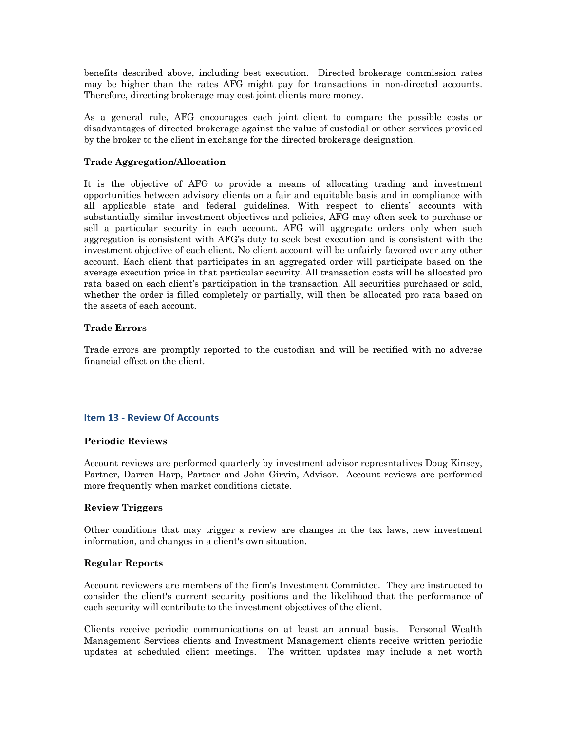benefits described above, including best execution. Directed brokerage commission rates may be higher than the rates AFG might pay for transactions in non-directed accounts. Therefore, directing brokerage may cost joint clients more money.

As a general rule, AFG encourages each joint client to compare the possible costs or disadvantages of directed brokerage against the value of custodial or other services provided by the broker to the client in exchange for the directed brokerage designation.

**Trade Aggregation/Allocation**

It is the objective of AFG to provide a means of allocating trading and investment opportunities between advisory clients on a fair and equitable basis and in compliance with all applicable state and federal guidelines. With respect to clients' accounts with substantially similar investment objectives and policies, AFG may often seek to purchase or sell a particular security in each account. AFG will aggregate orders only when such aggregation is consistent with AFG's duty to seek best execution and is consistent with the investment objective of each client. No client account will be unfairly favored over any other account. Each client that participates in an aggregated order will participate based on the average execution price in that particular security. All transaction costs will be allocated pro rata based on each client's participation in the transaction. All securities purchased or sold, whether the order is filled completely or partially, will then be allocated pro rata based on the assets of each account.

**Trade Errors**

Trade errors are promptly reported to the custodian and will be rectified with no adverse financial effect on the client.

## Item 13 - Review Of Accounts

**Periodic Reviews**

Account reviews are performed quarterly by investment advisor represntatives Doug Kinsey, Partner, Darren Harp, Partner and John Girvin, Advisor. Account reviews are performed more frequently when market conditions dictate.

**Review Triggers**

Other conditions that may trigger a review are changes in the tax laws, new investment information, and changes in a client's own situation.

**Regular Reports**

Account reviewers are members of the firm's Investment Committee. They are instructed to consider the client's current security positions and the likelihood that the performance of each security will contribute to the investment objectives of the client.

Clients receive periodic communications on at least an annual basis. Personal Wealth Management Services clients and Investment Management clients receive written periodic updates at scheduled client meetings. The written updates may include a net worth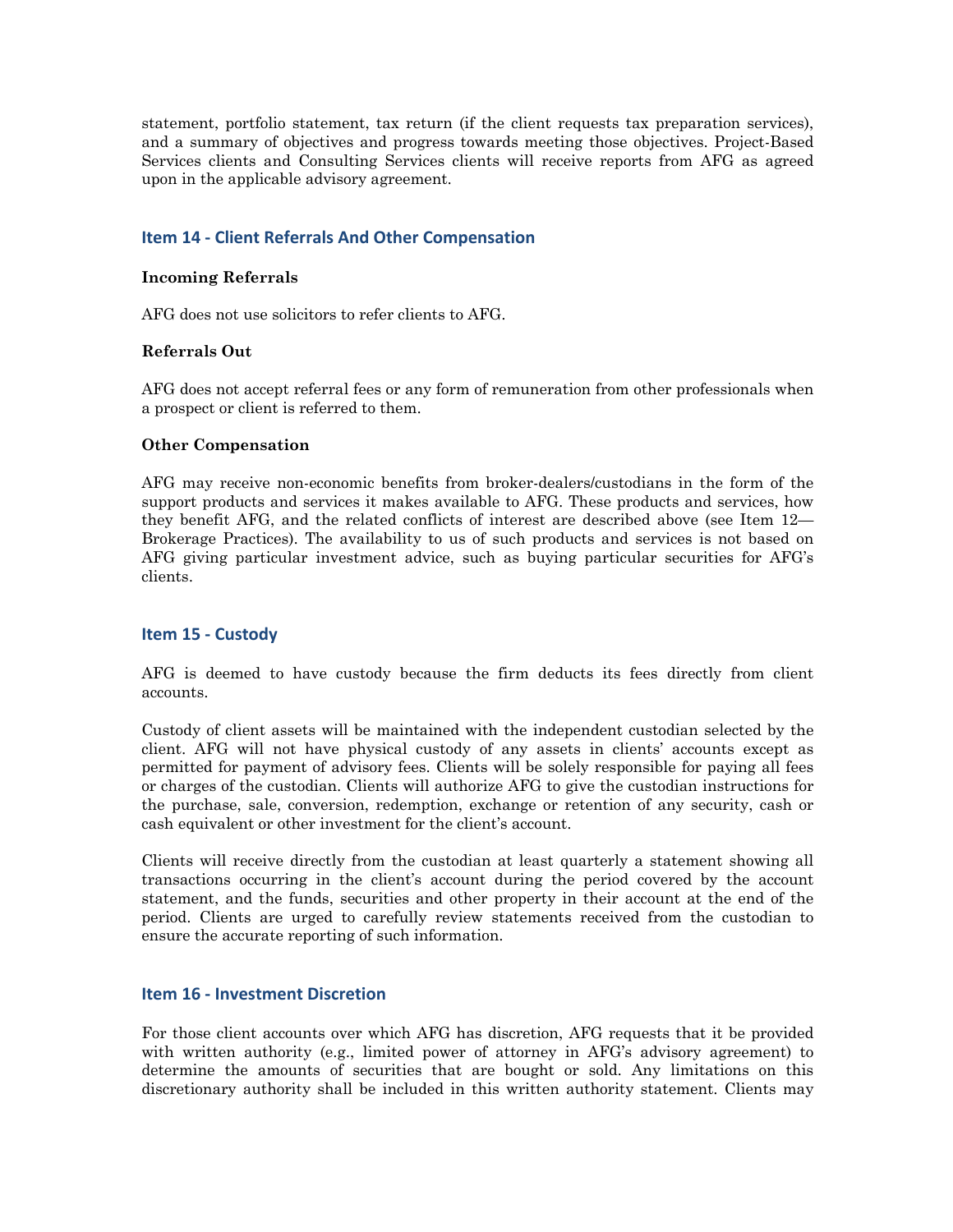statement, portfolio statement, tax return (if the client requests tax preparation services), and a summary of objectives and progress towards meeting those objectives. Project-Based Services clients and Consulting Services clients will receive reports from AFG as agreed upon in the applicable advisory agreement.

## Item 14 - Client Referrals And Other Compensation

**Incoming Referrals**

AFG does not use solicitors to refer clients to AFG.

**Referrals Out**

AFG does not accept referral fees or any form of remuneration from other professionals when a prospect or client is referred to them.

**Other Compensation**

AFG may receive non-economic benefits from broker-dealers/custodians in the form of the support products and services it makes available to AFG. These products and services, how they benefit AFG, and the related conflicts of interest are described above (see Item 12—Brokerage Practices). The availability to us of such products and services is not based on AFG giving particular investment advice, such as buying particular securities for AFG's clients.

## Item 15 - Custody

AFG is deemed to have custody because the firm deducts its fees directly from client accounts.

Custody of client assets will be maintained with the independent custodian selected by the client. AFG will not have physical custody of any assets in clients' accounts except as permitted for payment of advisory fees. Clients will be solely responsible for paying all fees or charges of the custodian. Clients will authorize AFG to give the custodian instructions for the purchase, sale, conversion, redemption, exchange or retention of any security, cash or cash equivalent or other investment for the client's account.

Clients will receive directly from the custodian at least quarterly a statement showing all transactions occurring in the client's account during the period covered by the account statement, and the funds, securities and other property in their account at the end of the period. Clients are urged to carefully review statements received from the custodian to ensure the accurate reporting of such information.

## Item 16 - Investment Discretion

For those client accounts over which AFG has discretion, AFG requests that it be provided with written authority (e.g., limited power of attorney in AFG's advisory agreement) to determine the amounts of securities that are bought or sold. Any limitations on this discretionary authority shall be included in this written authority statement. Clients may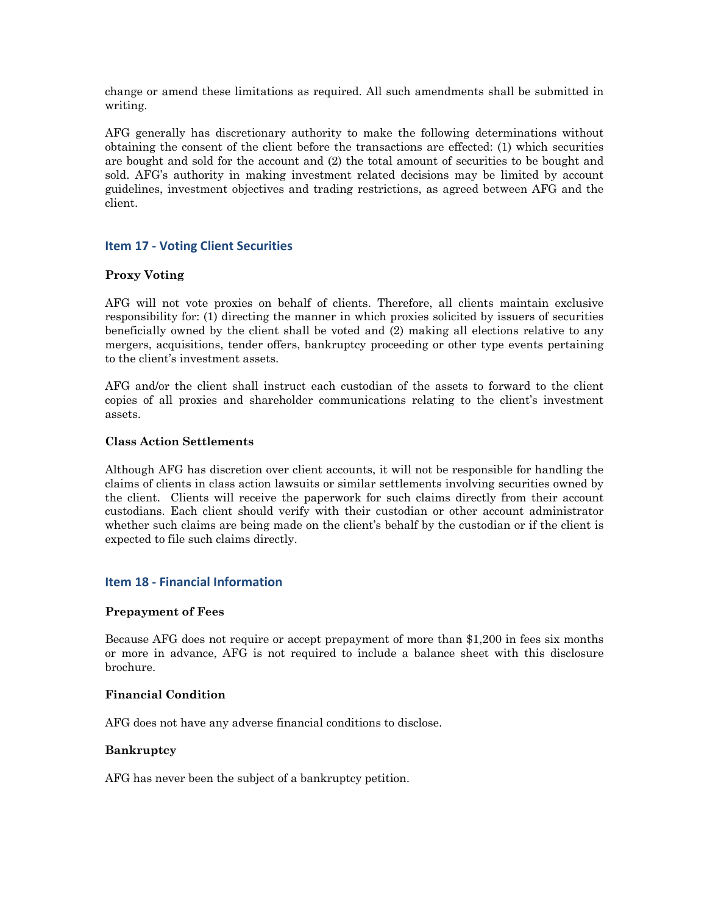change or amend these limitations as required. All such amendments shall be submitted in writing.

AFG generally has discretionary authority to make the following determinations without obtaining the consent of the client before the transactions are effected: (1) which securities are bought and sold for the account and (2) the total amount of securities to be bought and sold. AFG's authority in making investment related decisions may be limited by account guidelines, investment objectives and trading restrictions, as agreed between AFG and the client.

## Item 17 - Voting Client Securities

### Proxy Voting

AFG will not vote proxies on behalf of clients. Therefore, all clients maintain exclusive responsibility for: (1) directing the manner in which proxies solicited by issuers of securities beneficially owned by the client shall be voted and (2) making all elections relative to any mergers, acquisitions, tender offers, bankruptcy proceeding or other type events pertaining to the client's investment assets.

AFG and/or the client shall instruct each custodian of the assets to forward to the client copies of all proxies and shareholder communications relating to the client's investment assets.

### Class Action Settlements

Although AFG has discretion over client accounts, it will not be responsible for handling the claims of clients in class action lawsuits or similar settlements involving securities owned by the client. Clients will receive the paperwork for such claims directly from their account custodians. Each client should verify with their custodian or other account administrator whether such claims are being made on the client's behalf by the custodian or if the client is expected to file such claims directly.

## Item 18 - Financial Information

### Prepayment of Fees

Because AFG does not require or accept prepayment of more than $1,200 in fees six months or more in advance, AFG is not required to include a balance sheet with this disclosure brochure.

### Financial Condition

AFG does not have any adverse financial conditions to disclose.

### Bankruptcy

AFG has never been the subject of a bankruptcy petition.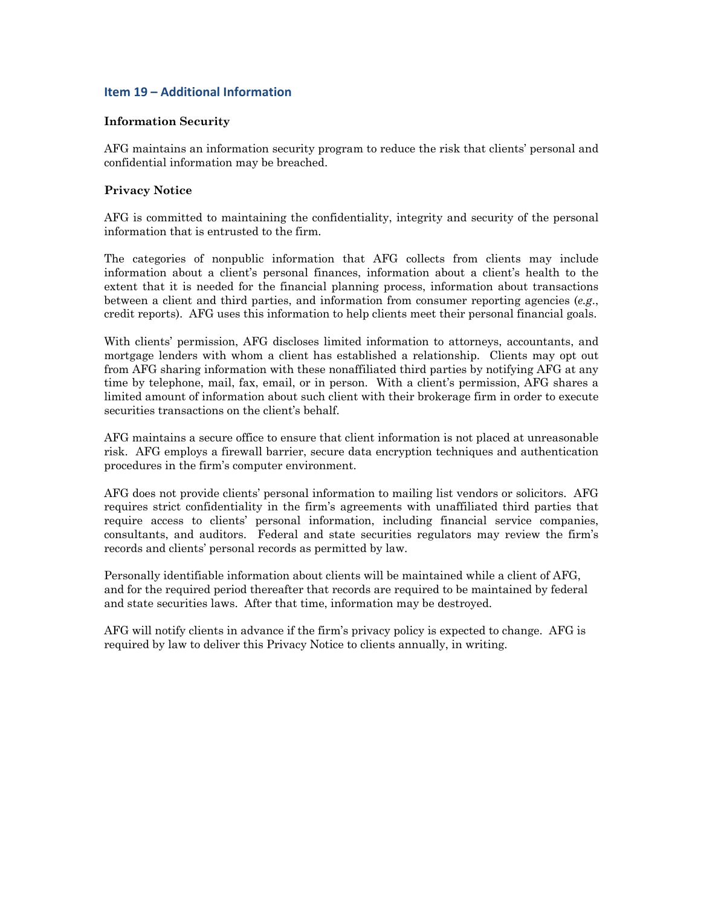## Item 19 – Additional Information

**Information Security**

AFG maintains an information security program to reduce the risk that clients' personal and confidential information may be breached.

**Privacy Notice**

AFG is committed to maintaining the confidentiality, integrity and security of the personal information that is entrusted to the firm.

The categories of nonpublic information that AFG collects from clients may include information about a client's personal finances, information about a client's health to the extent that it is needed for the financial planning process, information about transactions between a client and third parties, and information from consumer reporting agencies (*e.g.*, credit reports). AFG uses this information to help clients meet their personal financial goals.

With clients' permission, AFG discloses limited information to attorneys, accountants, and mortgage lenders with whom a client has established a relationship. Clients may opt out from AFG sharing information with these nonaffiliated third parties by notifying AFG at any time by telephone, mail, fax, email, or in person. With a client's permission, AFG shares a limited amount of information about such client with their brokerage firm in order to execute securities transactions on the client's behalf.

AFG maintains a secure office to ensure that client information is not placed at unreasonable risk. AFG employs a firewall barrier, secure data encryption techniques and authentication procedures in the firm's computer environment.

AFG does not provide clients' personal information to mailing list vendors or solicitors. AFG requires strict confidentiality in the firm's agreements with unaffiliated third parties that require access to clients' personal information, including financial service companies, consultants, and auditors. Federal and state securities regulators may review the firm's records and clients' personal records as permitted by law.

Personally identifiable information about clients will be maintained while a client of AFG, and for the required period thereafter that records are required to be maintained by federal and state securities laws. After that time, information may be destroyed.

AFG will notify clients in advance if the firm's privacy policy is expected to change. AFG is required by law to deliver this Privacy Notice to clients annually, in writing.